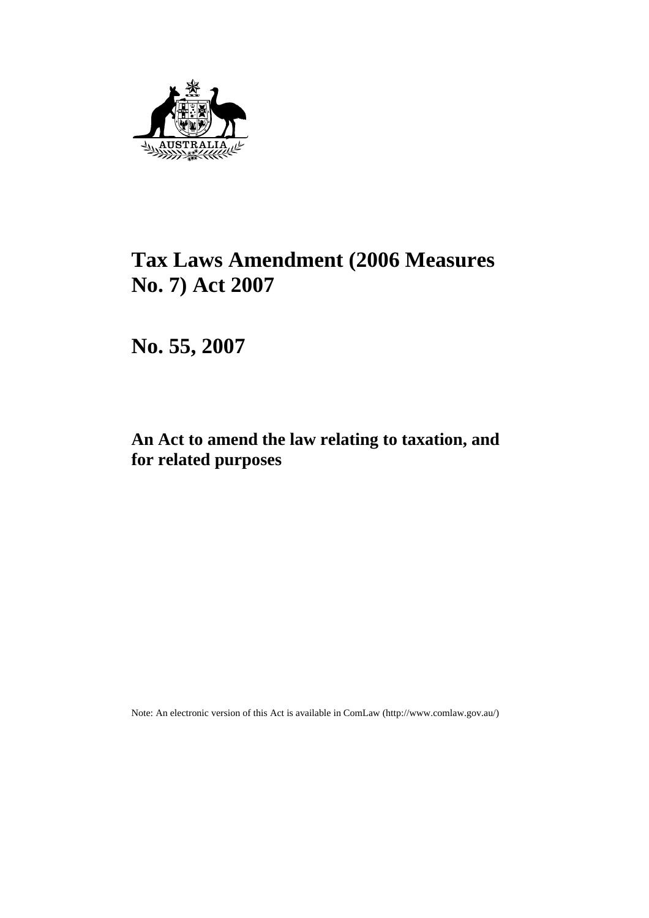# Tax Laws Amendment (2006 Measures No. 7) Act 2007

## No. 55, 2007

### An Act to amend the law relating to taxation, and for related purposes

Note: An electronic version of this Act is available in ComLaw (http://www.comlaw.gov.au/)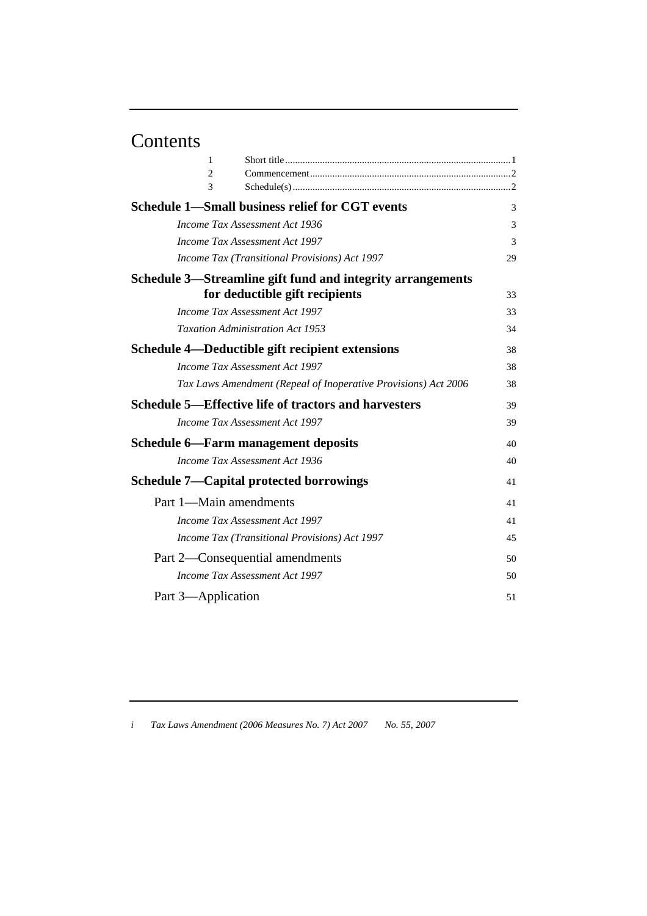# Contents

1 Short title ........................................................................................ 1
2 Commencement ................................................................................. 2
3 Schedule(s) ........................................................................................ 2

**Schedule 1—Small business relief for CGT events** 3

*Income Tax Assessment Act 1936* 3

*Income Tax Assessment Act 1997* 3

*Income Tax (Transitional Provisions) Act 1997* 29

**Schedule 3—Streamline gift fund and integrity arrangements for deductible gift recipients** 33

*Income Tax Assessment Act 1997* 33

*Taxation Administration Act 1953* 34

**Schedule 4—Deductible gift recipient extensions** 38

*Income Tax Assessment Act 1997* 38

*Tax Laws Amendment (Repeal of Inoperative Provisions) Act 2006* 38

**Schedule 5—Effective life of tractors and harvesters** 39

*Income Tax Assessment Act 1997* 39

**Schedule 6—Farm management deposits** 40

*Income Tax Assessment Act 1936* 40

**Schedule 7—Capital protected borrowings** 41

Part 1—Main amendments 41

*Income Tax Assessment Act 1997* 41

*Income Tax (Transitional Provisions) Act 1997* 45

Part 2—Consequential amendments 50

*Income Tax Assessment Act 1997* 50

Part 3—Application 51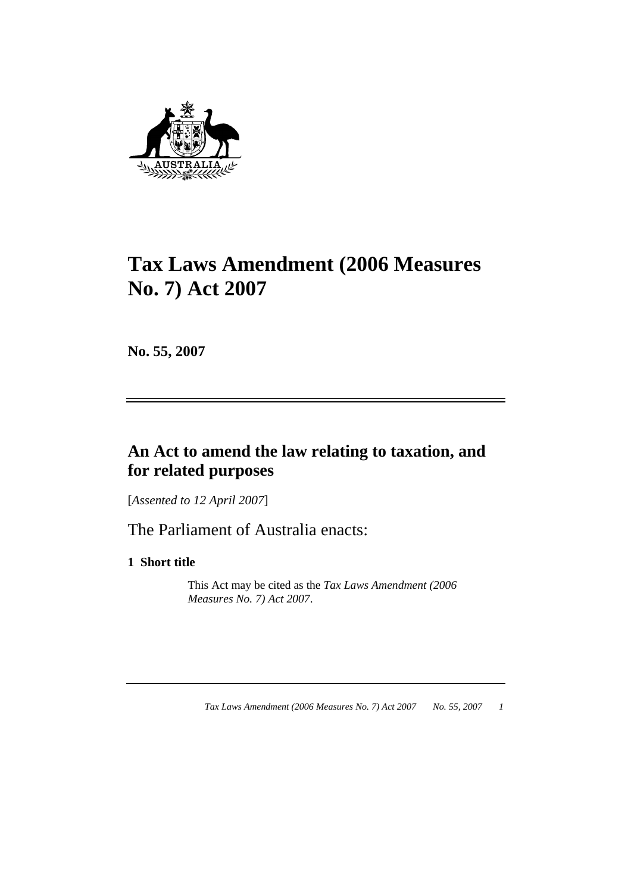# Tax Laws Amendment (2006 Measures No. 7) Act 2007

**No. 55, 2007**

## An Act to amend the law relating to taxation, and for related purposes

[*Assented to 12 April 2007*]

The Parliament of Australia enacts:

**1 Short title**

This Act may be cited as the *Tax Laws Amendment (2006 Measures No. 7) Act 2007*.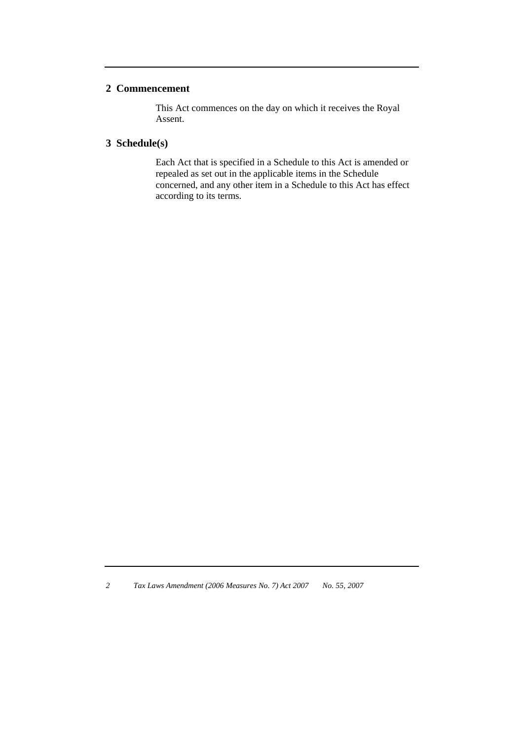## 2 Commencement

This Act commences on the day on which it receives the Royal Assent.

## 3 Schedule(s)

Each Act that is specified in a Schedule to this Act is amended or repealed as set out in the applicable items in the Schedule concerned, and any other item in a Schedule to this Act has effect according to its terms.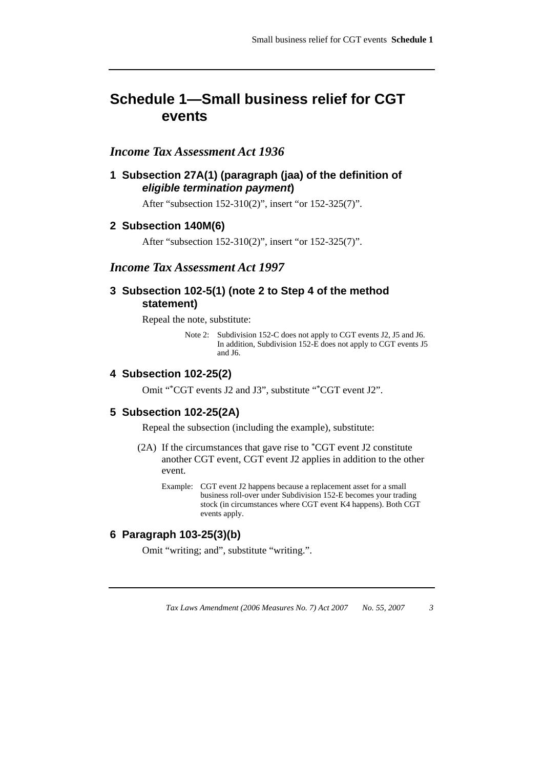# Schedule 1—Small business relief for CGT events

## *Income Tax Assessment Act 1936*

### 1 Subsection 27A(1) (paragraph (jaa) of the definition of *eligible termination payment*)

After "subsection 152-310(2)", insert "or 152-325(7)".

### 2 Subsection 140M(6)

After "subsection 152-310(2)", insert "or 152-325(7)".

## *Income Tax Assessment Act 1997*

### 3 Subsection 102-5(1) (note 2 to Step 4 of the method statement)

Repeal the note, substitute:

> Note 2: Subdivision 152-C does not apply to CGT events J2, J5 and J6. In addition, Subdivision 152-E does not apply to CGT events J5 and J6.

### 4 Subsection 102-25(2)

Omit "*CGT events J2 and J3", substitute "*CGT event J2".

### 5 Subsection 102-25(2A)

Repeal the subsection (including the example), substitute:

(2A) If the circumstances that gave rise to *CGT event J2 constitute another CGT event, CGT event J2 applies in addition to the other event.

> Example: CGT event J2 happens because a replacement asset for a small business roll-over under Subdivision 152-E becomes your trading stock (in circumstances where CGT event K4 happens). Both CGT events apply.

### 6 Paragraph 103-25(3)(b)

Omit "writing; and", substitute "writing.".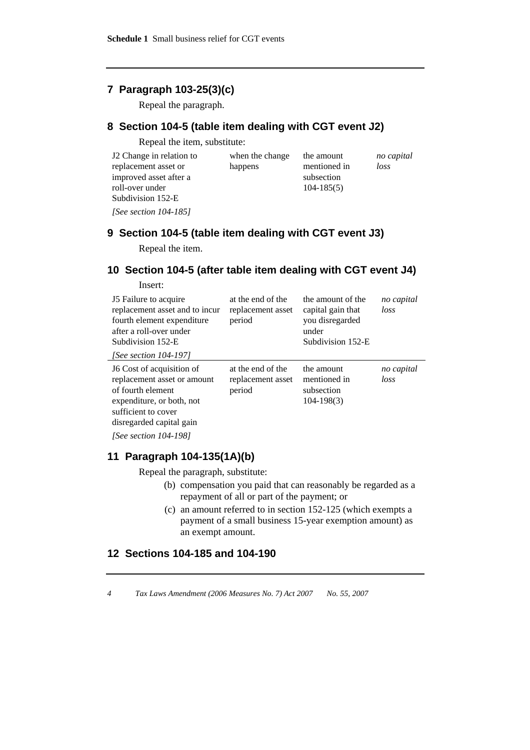## 7 Paragraph 103-25(3)(c)

Repeal the paragraph.

## 8 Section 104-5 (table item dealing with CGT event J2)

Repeal the item, substitute:

| | | | |
|---|---|---|---|
| J2 Change in relation to replacement asset or improved asset after a roll-over under Subdivision 152-E<br>*[See section 104-185]* | when the change happens | the amount mentioned in subsection 104-185(5) | *no capital loss* |

## 9 Section 104-5 (table item dealing with CGT event J3)

Repeal the item.

## 10 Section 104-5 (after table item dealing with CGT event J4)

Insert:

| | | | |
|---|---|---|---|
| J5 Failure to acquire replacement asset and to incur fourth element expenditure after a roll-over under Subdivision 152-E<br>*[See section 104-197]* | at the end of the replacement asset period | the amount of the capital gain that you disregarded under Subdivision 152-E | *no capital loss* |
| J6 Cost of acquisition of replacement asset or amount of fourth element expenditure, or both, not sufficient to cover disregarded capital gain<br>*[See section 104-198]* | at the end of the replacement asset period | the amount mentioned in subsection 104-198(3) | *no capital loss* |

## 11 Paragraph 104-135(1A)(b)

Repeal the paragraph, substitute:

(b) compensation you paid that can reasonably be regarded as a repayment of all or part of the payment; or

(c) an amount referred to in section 152-125 (which exempts a payment of a small business 15-year exemption amount) as an exempt amount.

## 12 Sections 104-185 and 104-190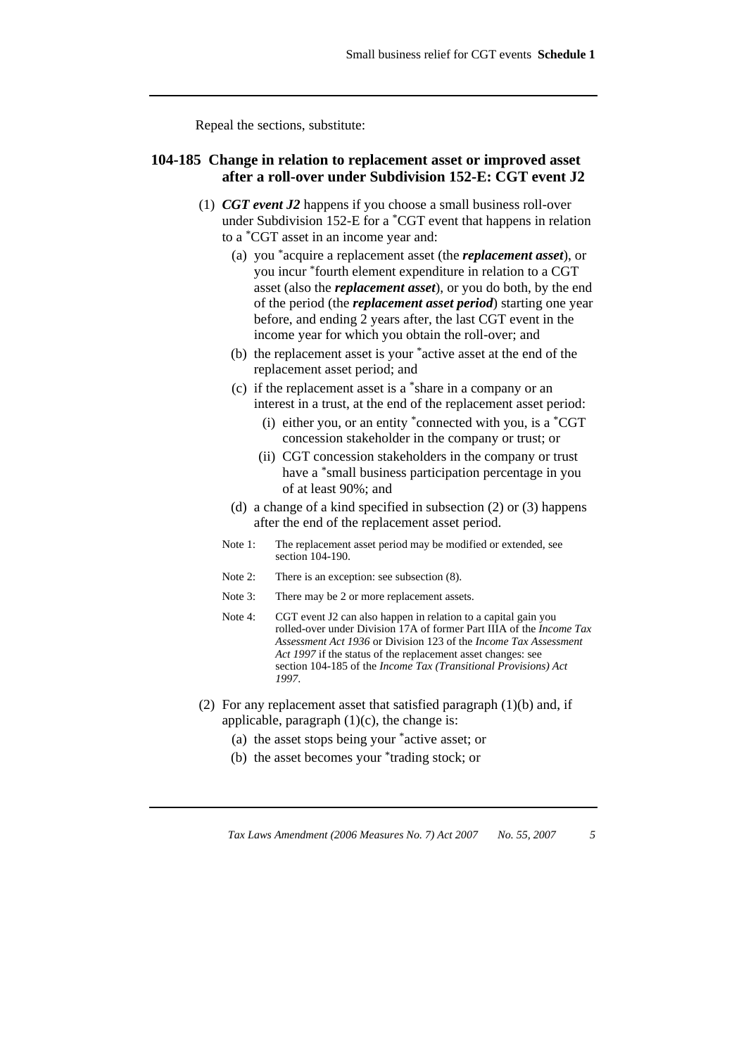Repeal the sections, substitute:

### 104-185 Change in relation to replacement asset or improved asset after a roll-over under Subdivision 152-E: CGT event J2

(1) ***CGT event J2*** happens if you choose a small business roll-over under Subdivision 152-E for a *CGT event that happens in relation to a *CGT asset in an income year and:

- (a) you *acquire a replacement asset (the ***replacement asset***), or you incur *fourth element expenditure in relation to a CGT asset (also the ***replacement asset***), or you do both, by the end of the period (the ***replacement asset period***) starting one year before, and ending 2 years after, the last CGT event in the income year for which you obtain the roll-over; and
- (b) the replacement asset is your *active asset at the end of the replacement asset period; and
- (c) if the replacement asset is a *share in a company or an interest in a trust, at the end of the replacement asset period:
  - (i) either you, or an entity *connected with you, is a *CGT concession stakeholder in the company or trust; or
  - (ii) CGT concession stakeholders in the company or trust have a *small business participation percentage in you of at least 90%; and
- (d) a change of a kind specified in subsection (2) or (3) happens after the end of the replacement asset period.

Note 1: The replacement asset period may be modified or extended, see section 104-190.

Note 2: There is an exception: see subsection (8).

Note 3: There may be 2 or more replacement assets.

Note 4: CGT event J2 can also happen in relation to a capital gain you rolled-over under Division 17A of former Part IIIA of the *Income Tax Assessment Act 1936* or Division 123 of the *Income Tax Assessment Act 1997* if the status of the replacement asset changes: see section 104-185 of the *Income Tax (Transitional Provisions) Act 1997*.

(2) For any replacement asset that satisfied paragraph (1)(b) and, if applicable, paragraph (1)(c), the change is:

- (a) the asset stops being your *active asset; or
- (b) the asset becomes your *trading stock; or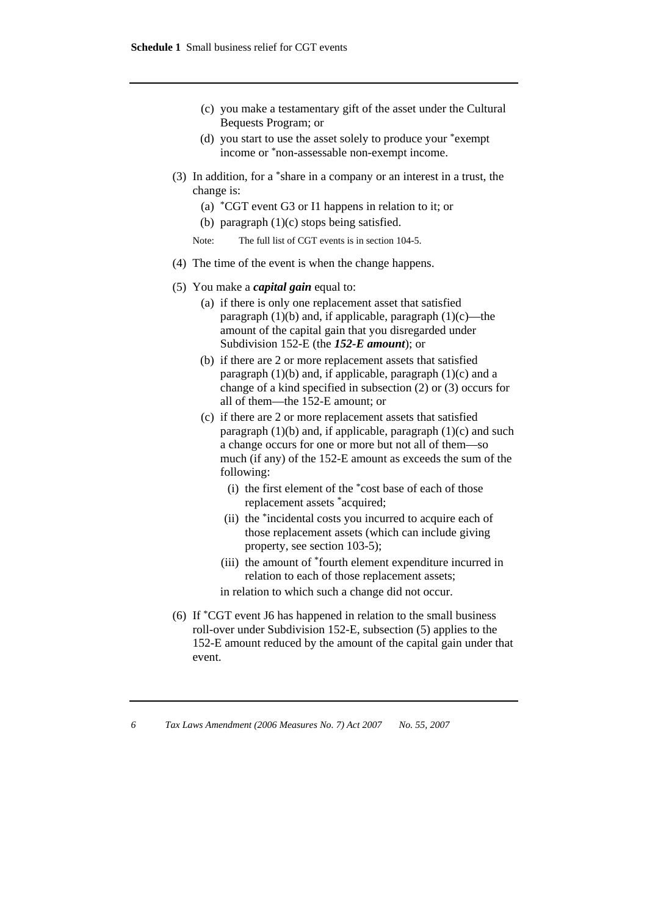(c) you make a testamentary gift of the asset under the Cultural Bequests Program; or

(d) you start to use the asset solely to produce your *exempt income or *non-assessable non-exempt income.

(3) In addition, for a *share in a company or an interest in a trust, the change is:

(a) *CGT event G3 or I1 happens in relation to it; or

(b) paragraph (1)(c) stops being satisfied.

Note: The full list of CGT events is in section 104-5.

(4) The time of the event is when the change happens.

(5) You make a ***capital gain*** equal to:

(a) if there is only one replacement asset that satisfied paragraph (1)(b) and, if applicable, paragraph (1)(c)—the amount of the capital gain that you disregarded under Subdivision 152-E (the ***152-E amount***); or

(b) if there are 2 or more replacement assets that satisfied paragraph (1)(b) and, if applicable, paragraph (1)(c) and a change of a kind specified in subsection (2) or (3) occurs for all of them—the 152-E amount; or

(c) if there are 2 or more replacement assets that satisfied paragraph (1)(b) and, if applicable, paragraph (1)(c) and such a change occurs for one or more but not all of them—so much (if any) of the 152-E amount as exceeds the sum of the following:

(i) the first element of the *cost base of each of those replacement assets *acquired;

(ii) the *incidental costs you incurred to acquire each of those replacement assets (which can include giving property, see section 103-5);

(iii) the amount of *fourth element expenditure incurred in relation to each of those replacement assets;

in relation to which such a change did not occur.

(6) If *CGT event J6 has happened in relation to the small business roll-over under Subdivision 152-E, subsection (5) applies to the 152-E amount reduced by the amount of the capital gain under that event.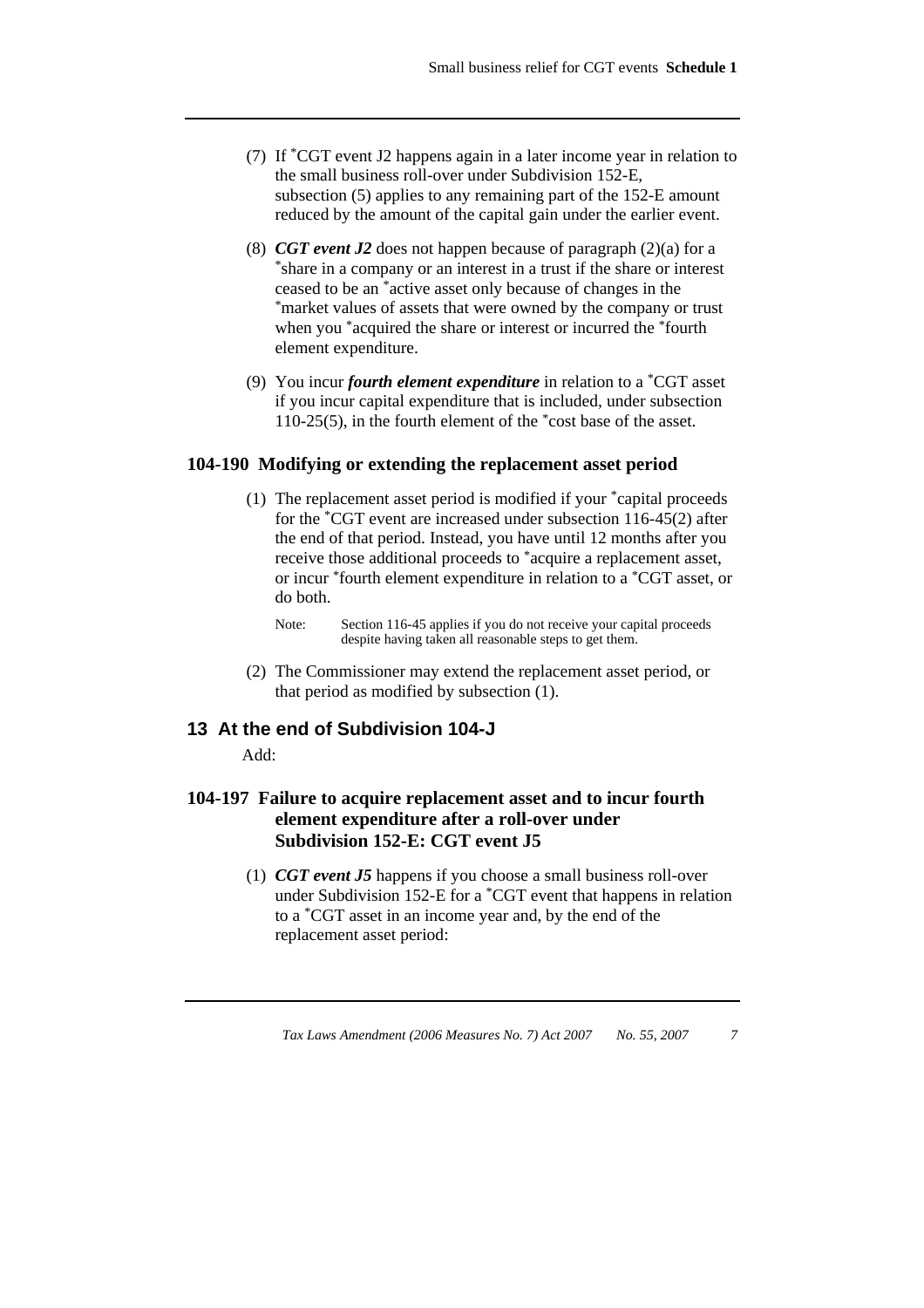(7) If *CGT event J2 happens again in a later income year in relation to the small business roll-over under Subdivision 152-E, subsection (5) applies to any remaining part of the 152-E amount reduced by the amount of the capital gain under the earlier event.

(8) ***CGT event J2*** does not happen because of paragraph (2)(a) for a *share in a company or an interest in a trust if the share or interest ceased to be an *active asset only because of changes in the *market values of assets that were owned by the company or trust when you *acquired the share or interest or incurred the *fourth element expenditure.

(9) You incur ***fourth element expenditure*** in relation to a *CGT asset if you incur capital expenditure that is included, under subsection 110-25(5), in the fourth element of the *cost base of the asset.

### 104-190 Modifying or extending the replacement asset period

(1) The replacement asset period is modified if your *capital proceeds for the *CGT event are increased under subsection 116-45(2) after the end of that period. Instead, you have until 12 months after you receive those additional proceeds to *acquire a replacement asset, or incur *fourth element expenditure in relation to a *CGT asset, or do both.

Note: Section 116-45 applies if you do not receive your capital proceeds despite having taken all reasonable steps to get them.

(2) The Commissioner may extend the replacement asset period, or that period as modified by subsection (1).

## 13 At the end of Subdivision 104-J

Add:

### 104-197 Failure to acquire replacement asset and to incur fourth element expenditure after a roll-over under Subdivision 152-E: CGT event J5

(1) ***CGT event J5*** happens if you choose a small business roll-over under Subdivision 152-E for a *CGT event that happens in relation to a *CGT asset in an income year and, by the end of the replacement asset period: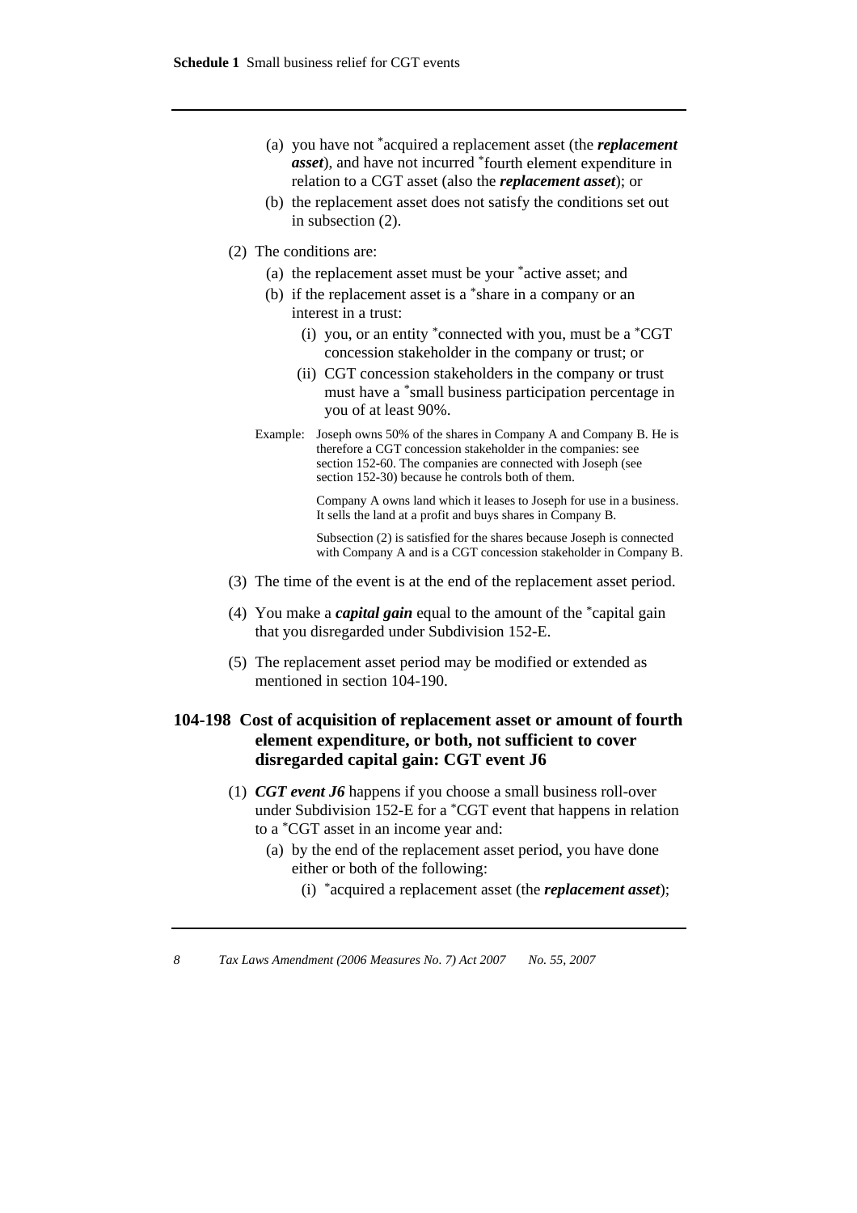(a) you have not *acquired a replacement asset (the ***replacement asset***), and have not incurred *fourth element expenditure in relation to a CGT asset (also the ***replacement asset***); or

(b) the replacement asset does not satisfy the conditions set out in subsection (2).

(2) The conditions are:

(a) the replacement asset must be your *active asset; and

(b) if the replacement asset is a *share in a company or an interest in a trust:

(i) you, or an entity *connected with you, must be a *CGT concession stakeholder in the company or trust; or

(ii) CGT concession stakeholders in the company or trust must have a *small business participation percentage in you of at least 90%.

Example: Joseph owns 50% of the shares in Company A and Company B. He is therefore a CGT concession stakeholder in the companies: see section 152-60. The companies are connected with Joseph (see section 152-30) because he controls both of them.

Company A owns land which it leases to Joseph for use in a business. It sells the land at a profit and buys shares in Company B.

Subsection (2) is satisfied for the shares because Joseph is connected with Company A and is a CGT concession stakeholder in Company B.

(3) The time of the event is at the end of the replacement asset period.

(4) You make a ***capital gain*** equal to the amount of the *capital gain that you disregarded under Subdivision 152-E.

(5) The replacement asset period may be modified or extended as mentioned in section 104-190.

### 104-198 Cost of acquisition of replacement asset or amount of fourth element expenditure, or both, not sufficient to cover disregarded capital gain: CGT event J6

(1) ***CGT event J6*** happens if you choose a small business roll-over under Subdivision 152-E for a *CGT event that happens in relation to a *CGT asset in an income year and:

(a) by the end of the replacement asset period, you have done either or both of the following:

(i) *acquired a replacement asset (the ***replacement asset***);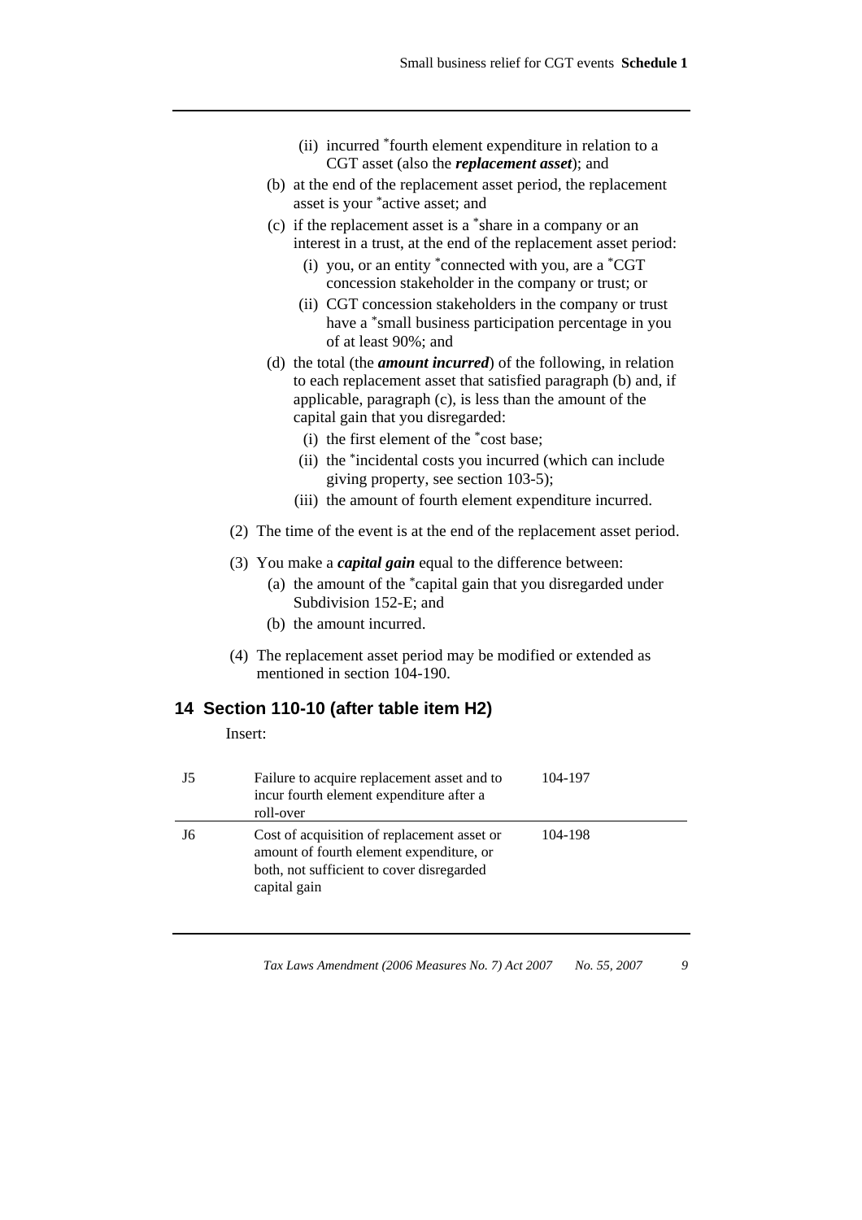(ii) incurred *fourth element expenditure in relation to a CGT asset (also the ***replacement asset***); and

(b) at the end of the replacement asset period, the replacement asset is your *active asset; and

(c) if the replacement asset is a *share in a company or an interest in a trust, at the end of the replacement asset period:

(i) you, or an entity *connected with you, are a *CGT concession stakeholder in the company or trust; or

(ii) CGT concession stakeholders in the company or trust have a *small business participation percentage in you of at least 90%; and

(d) the total (the ***amount incurred***) of the following, in relation to each replacement asset that satisfied paragraph (b) and, if applicable, paragraph (c), is less than the amount of the capital gain that you disregarded:

(i) the first element of the *cost base;

(ii) the *incidental costs you incurred (which can include giving property, see section 103-5);

(iii) the amount of fourth element expenditure incurred.

(2) The time of the event is at the end of the replacement asset period.

(3) You make a ***capital gain*** equal to the difference between:

(a) the amount of the *capital gain that you disregarded under Subdivision 152-E; and

(b) the amount incurred.

(4) The replacement asset period may be modified or extended as mentioned in section 104-190.

## 14 Section 110-10 (after table item H2)

Insert:

| | | |
|---|---|---|
| J5 | Failure to acquire replacement asset and to incur fourth element expenditure after a roll-over | 104-197 |
| J6 | Cost of acquisition of replacement asset or amount of fourth element expenditure, or both, not sufficient to cover disregarded capital gain | 104-198 |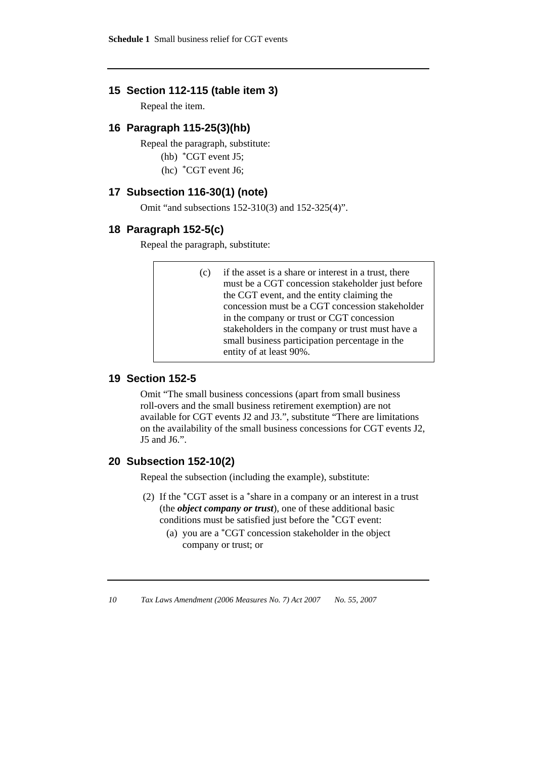## 15 Section 112-115 (table item 3)

Repeal the item.

## 16 Paragraph 115-25(3)(hb)

Repeal the paragraph, substitute:

(hb) *CGT event J5;

(hc) *CGT event J6;

## 17 Subsection 116-30(1) (note)

Omit "and subsections 152-310(3) and 152-325(4)".

## 18 Paragraph 152-5(c)

Repeal the paragraph, substitute:

| | |
|---|---|
| (c) | if the asset is a share or interest in a trust, there must be a CGT concession stakeholder just before the CGT event, and the entity claiming the concession must be a CGT concession stakeholder in the company or trust or CGT concession stakeholders in the company or trust must have a small business participation percentage in the entity of at least 90%. |

## 19 Section 152-5

Omit "The small business concessions (apart from small business roll-overs and the small business retirement exemption) are not available for CGT events J2 and J3.", substitute "There are limitations on the availability of the small business concessions for CGT events J2, J5 and J6.".

## 20 Subsection 152-10(2)

Repeal the subsection (including the example), substitute:

(2) If the *CGT asset is a *share in a company or an interest in a trust (the ***object company or trust***), one of these additional basic conditions must be satisfied just before the *CGT event:

(a) you are a *CGT concession stakeholder in the object company or trust; or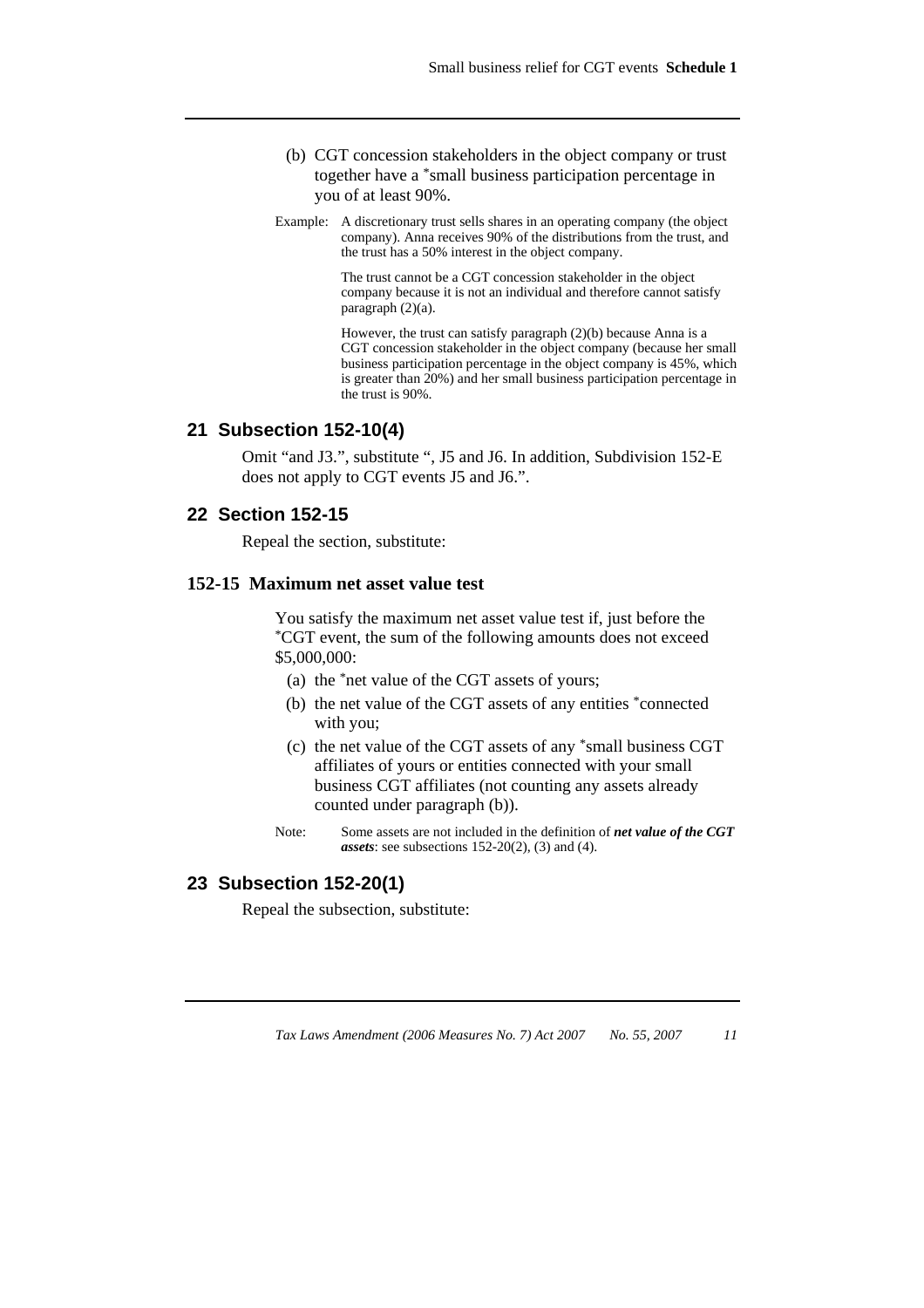(b) CGT concession stakeholders in the object company or trust together have a *small business participation percentage in you of at least 90%.

Example: A discretionary trust sells shares in an operating company (the object company). Anna receives 90% of the distributions from the trust, and the trust has a 50% interest in the object company.

The trust cannot be a CGT concession stakeholder in the object company because it is not an individual and therefore cannot satisfy paragraph (2)(a).

However, the trust can satisfy paragraph (2)(b) because Anna is a CGT concession stakeholder in the object company (because her small business participation percentage in the object company is 45%, which is greater than 20%) and her small business participation percentage in the trust is 90%.

## 21 Subsection 152-10(4)

Omit "and J3.", substitute ", J5 and J6. In addition, Subdivision 152-E does not apply to CGT events J5 and J6.".

## 22 Section 152-15

Repeal the section, substitute:

### 152-15 Maximum net asset value test

You satisfy the maximum net asset value test if, just before the *CGT event, the sum of the following amounts does not exceed $5,000,000:

(a) the *net value of the CGT assets of yours;

(b) the net value of the CGT assets of any entities *connected with you;

(c) the net value of the CGT assets of any *small business CGT affiliates of yours or entities connected with your small business CGT affiliates (not counting any assets already counted under paragraph (b)).

Note: Some assets are not included in the definition of ***net value of the CGT assets***: see subsections 152-20(2), (3) and (4).

## 23 Subsection 152-20(1)

Repeal the subsection, substitute: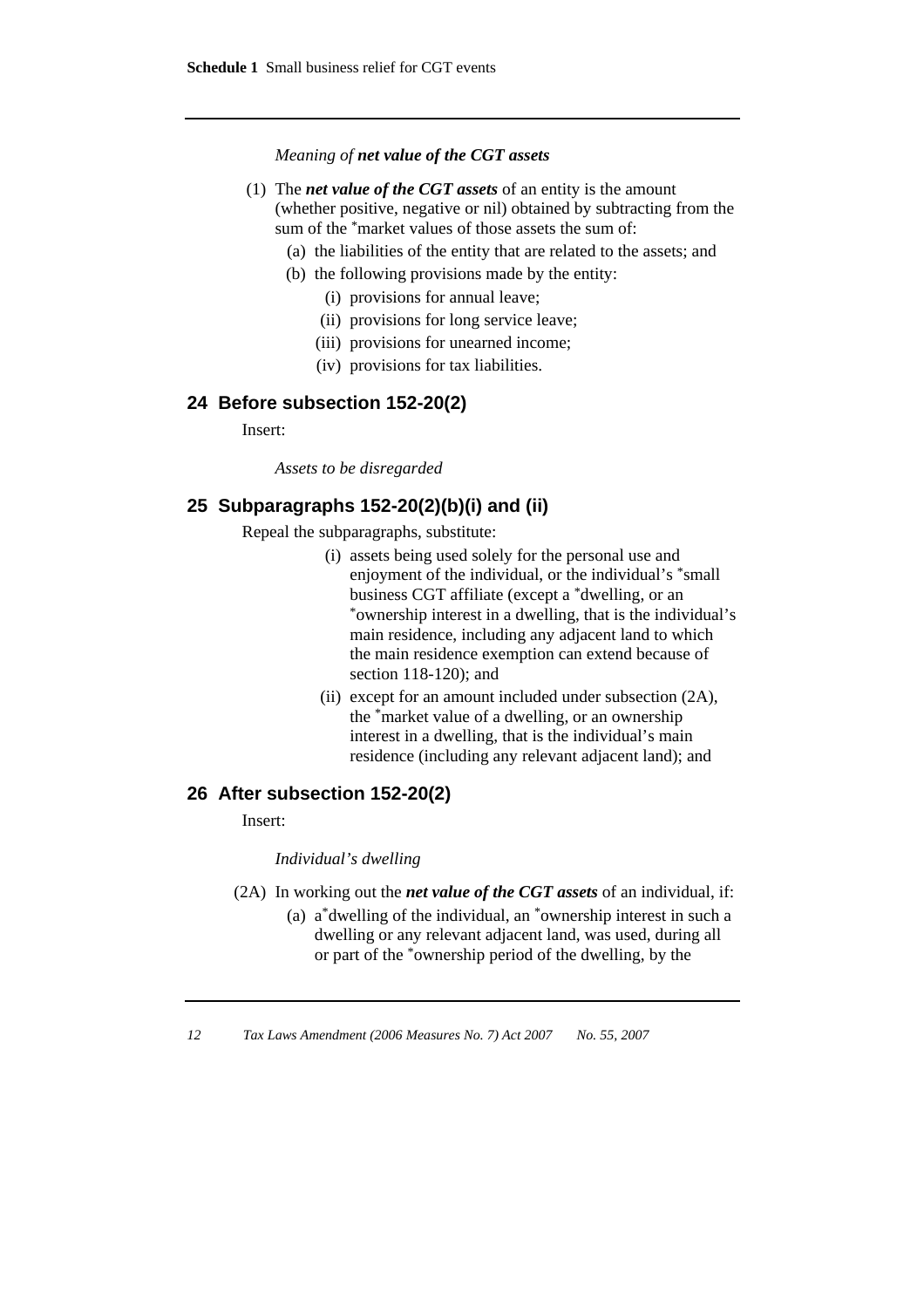*Meaning of* ***net value of the CGT assets***

(1) The ***net value of the CGT assets*** of an entity is the amount (whether positive, negative or nil) obtained by subtracting from the sum of the *market values of those assets the sum of:

(a) the liabilities of the entity that are related to the assets; and

(b) the following provisions made by the entity:

(i) provisions for annual leave;

(ii) provisions for long service leave;

(iii) provisions for unearned income;

(iv) provisions for tax liabilities.

## 24 Before subsection 152-20(2)

Insert:

*Assets to be disregarded*

## 25 Subparagraphs 152-20(2)(b)(i) and (ii)

Repeal the subparagraphs, substitute:

(i) assets being used solely for the personal use and enjoyment of the individual, or the individual's *small business CGT affiliate (except a *dwelling, or an *ownership interest in a dwelling, that is the individual's main residence, including any adjacent land to which the main residence exemption can extend because of section 118-120); and

(ii) except for an amount included under subsection (2A), the *market value of a dwelling, or an ownership interest in a dwelling, that is the individual's main residence (including any relevant adjacent land); and

## 26 After subsection 152-20(2)

Insert:

*Individual's dwelling*

(2A) In working out the ***net value of the CGT assets*** of an individual, if:

(a) a *dwelling of the individual, an *ownership interest in such a dwelling or any relevant adjacent land, was used, during all or part of the *ownership period of the dwelling, by the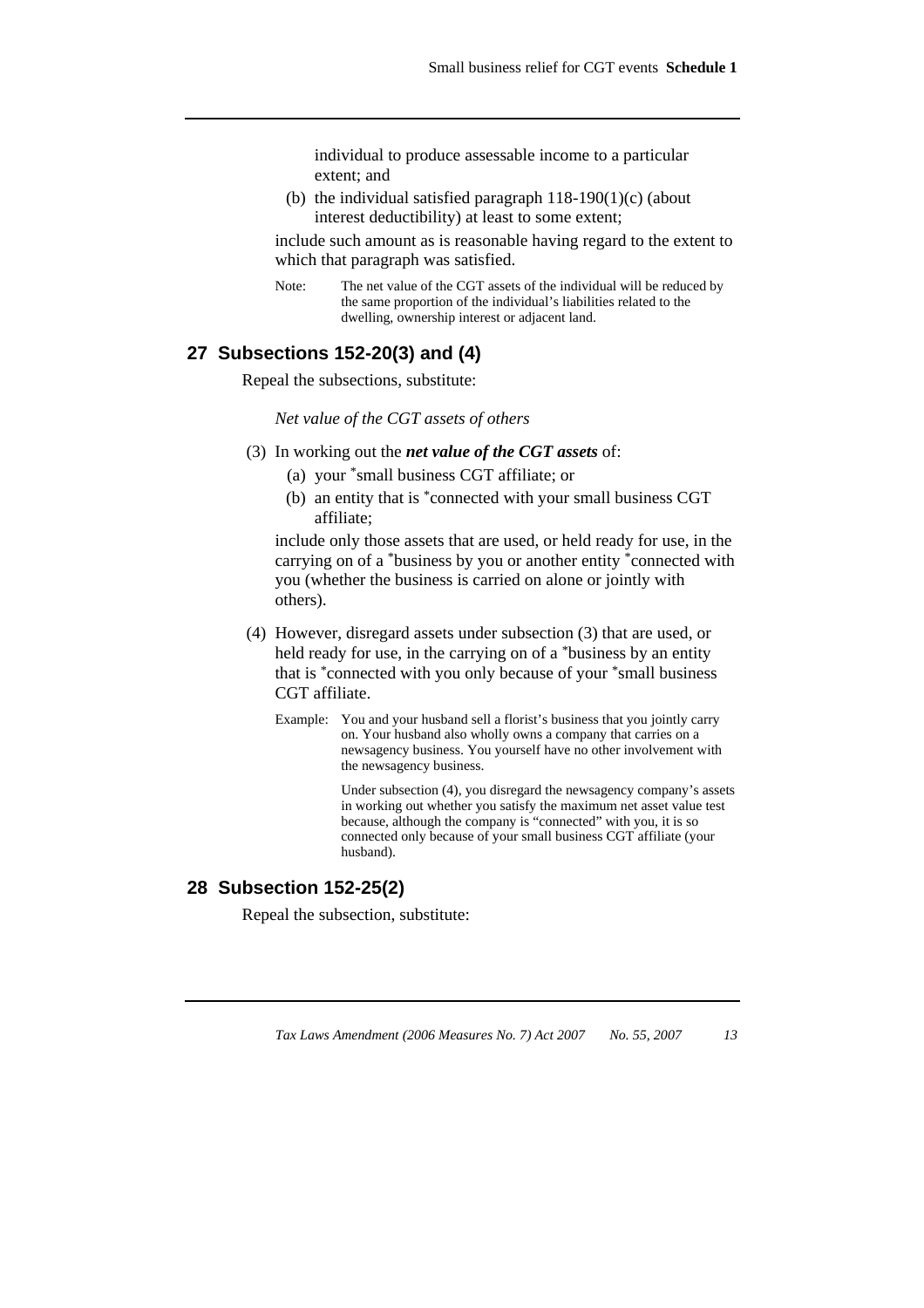individual to produce assessable income to a particular extent; and

(b) the individual satisfied paragraph 118-190(1)(c) (about interest deductibility) at least to some extent;

include such amount as is reasonable having regard to the extent to which that paragraph was satisfied.

Note: The net value of the CGT assets of the individual will be reduced by the same proportion of the individual's liabilities related to the dwelling, ownership interest or adjacent land.

## 27 Subsections 152-20(3) and (4)

Repeal the subsections, substitute:

*Net value of the CGT assets of others*

(3) In working out the ***net value of the CGT assets*** of:

(a) your *small business CGT affiliate; or

(b) an entity that is *connected with your small business CGT affiliate;

include only those assets that are used, or held ready for use, in the carrying on of a *business by you or another entity *connected with you (whether the business is carried on alone or jointly with others).

(4) However, disregard assets under subsection (3) that are used, or held ready for use, in the carrying on of a *business by an entity that is *connected with you only because of your *small business CGT affiliate.

Example: You and your husband sell a florist's business that you jointly carry on. Your husband also wholly owns a company that carries on a newsagency business. You yourself have no other involvement with the newsagency business.

Under subsection (4), you disregard the newsagency company's assets in working out whether you satisfy the maximum net asset value test because, although the company is "connected" with you, it is so connected only because of your small business CGT affiliate (your husband).

## 28 Subsection 152-25(2)

Repeal the subsection, substitute: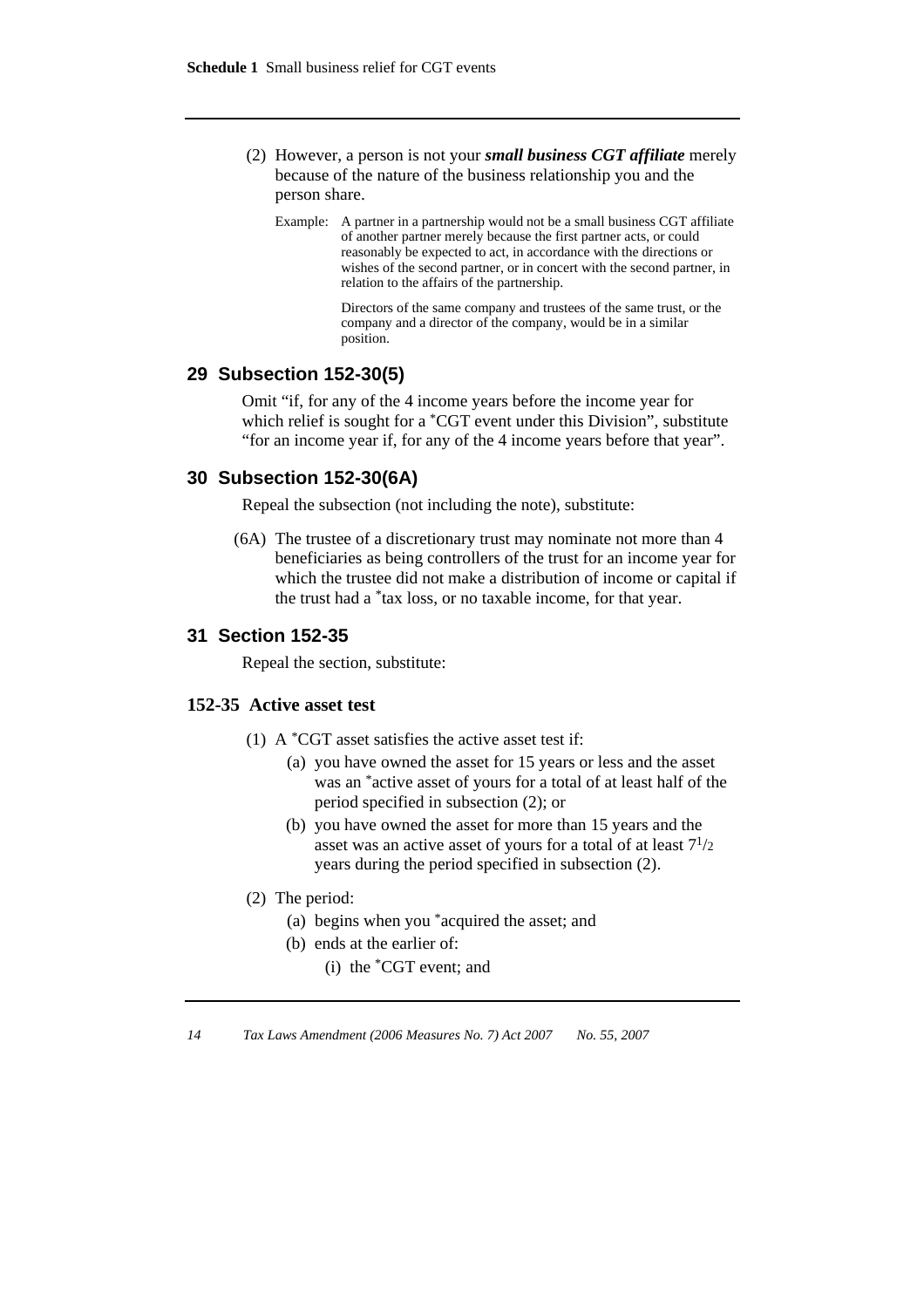(2) However, a person is not your ***small business CGT affiliate*** merely because of the nature of the business relationship you and the person share.

Example: A partner in a partnership would not be a small business CGT affiliate of another partner merely because the first partner acts, or could reasonably be expected to act, in accordance with the directions or wishes of the second partner, or in concert with the second partner, in relation to the affairs of the partnership.

Directors of the same company and trustees of the same trust, or the company and a director of the company, would be in a similar position.

## 29 Subsection 152-30(5)

Omit "if, for any of the 4 income years before the income year for which relief is sought for a *CGT event under this Division", substitute "for an income year if, for any of the 4 income years before that year".

## 30 Subsection 152-30(6A)

Repeal the subsection (not including the note), substitute:

(6A) The trustee of a discretionary trust may nominate not more than 4 beneficiaries as being controllers of the trust for an income year for which the trustee did not make a distribution of income or capital if the trust had a *tax loss, or no taxable income, for that year.

## 31 Section 152-35

Repeal the section, substitute:

### 152-35 Active asset test

(1) A *CGT asset satisfies the active asset test if:

(a) you have owned the asset for 15 years or less and the asset was an *active asset of yours for a total of at least half of the period specified in subsection (2); or

(b) you have owned the asset for more than 15 years and the asset was an active asset of yours for a total of at least $7^1/_2$ years during the period specified in subsection (2).

(2) The period:

(a) begins when you *acquired the asset; and

(b) ends at the earlier of:

(i) the *CGT event; and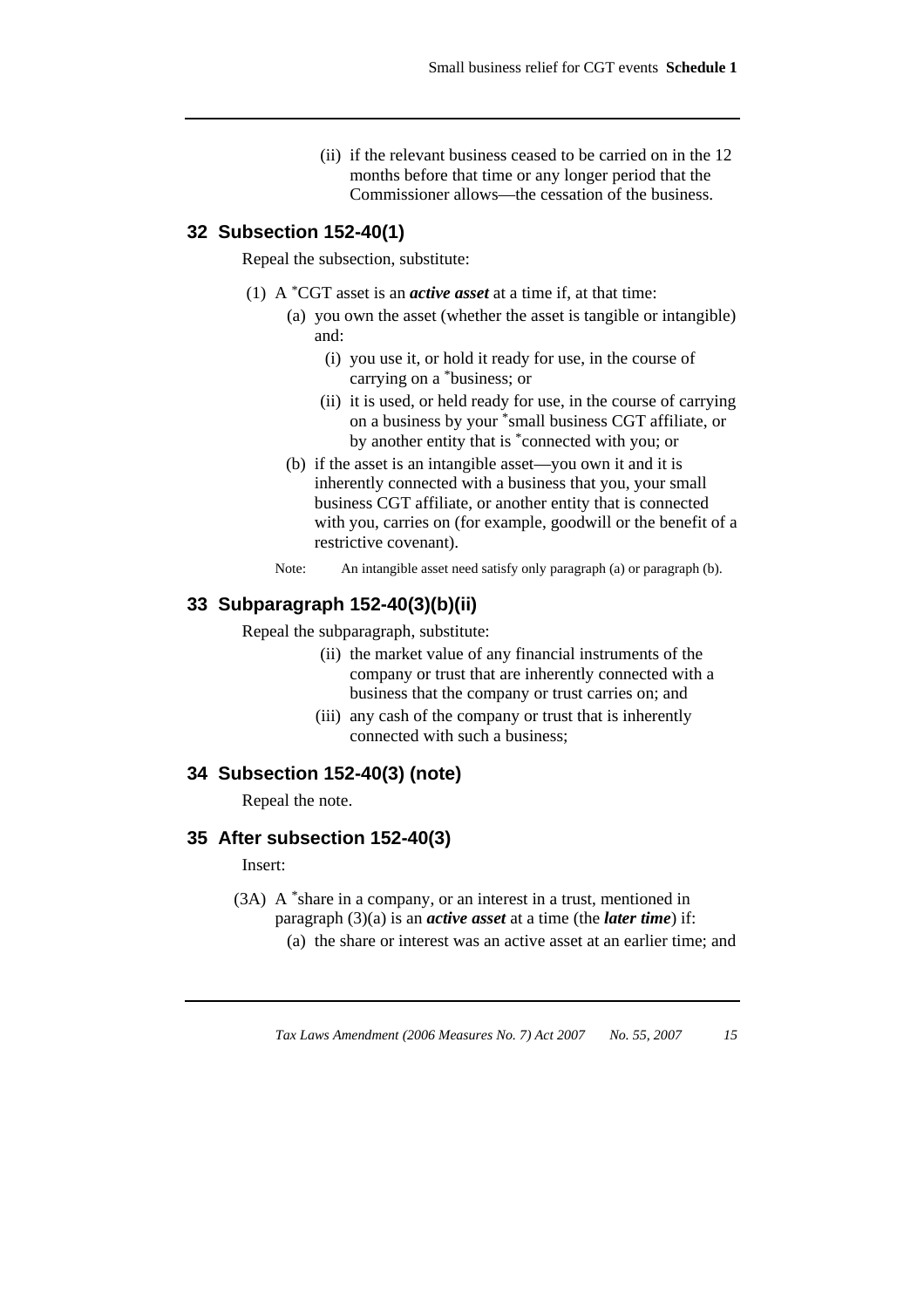(ii) if the relevant business ceased to be carried on in the 12 months before that time or any longer period that the Commissioner allows—the cessation of the business.

## 32 Subsection 152-40(1)

Repeal the subsection, substitute:

(1) A *CGT asset is an ***active asset*** at a time if, at that time:

(a) you own the asset (whether the asset is tangible or intangible) and:

(i) you use it, or hold it ready for use, in the course of carrying on a *business; or

(ii) it is used, or held ready for use, in the course of carrying on a business by your *small business CGT affiliate, or by another entity that is *connected with you; or

(b) if the asset is an intangible asset—you own it and it is inherently connected with a business that you, your small business CGT affiliate, or another entity that is connected with you, carries on (for example, goodwill or the benefit of a restrictive covenant).

Note: An intangible asset need satisfy only paragraph (a) or paragraph (b).

## 33 Subparagraph 152-40(3)(b)(ii)

Repeal the subparagraph, substitute:

(ii) the market value of any financial instruments of the company or trust that are inherently connected with a business that the company or trust carries on; and

(iii) any cash of the company or trust that is inherently connected with such a business;

## 34 Subsection 152-40(3) (note)

Repeal the note.

## 35 After subsection 152-40(3)

Insert:

(3A) A *share in a company, or an interest in a trust, mentioned in paragraph (3)(a) is an ***active asset*** at a time (the ***later time***) if:

(a) the share or interest was an active asset at an earlier time; and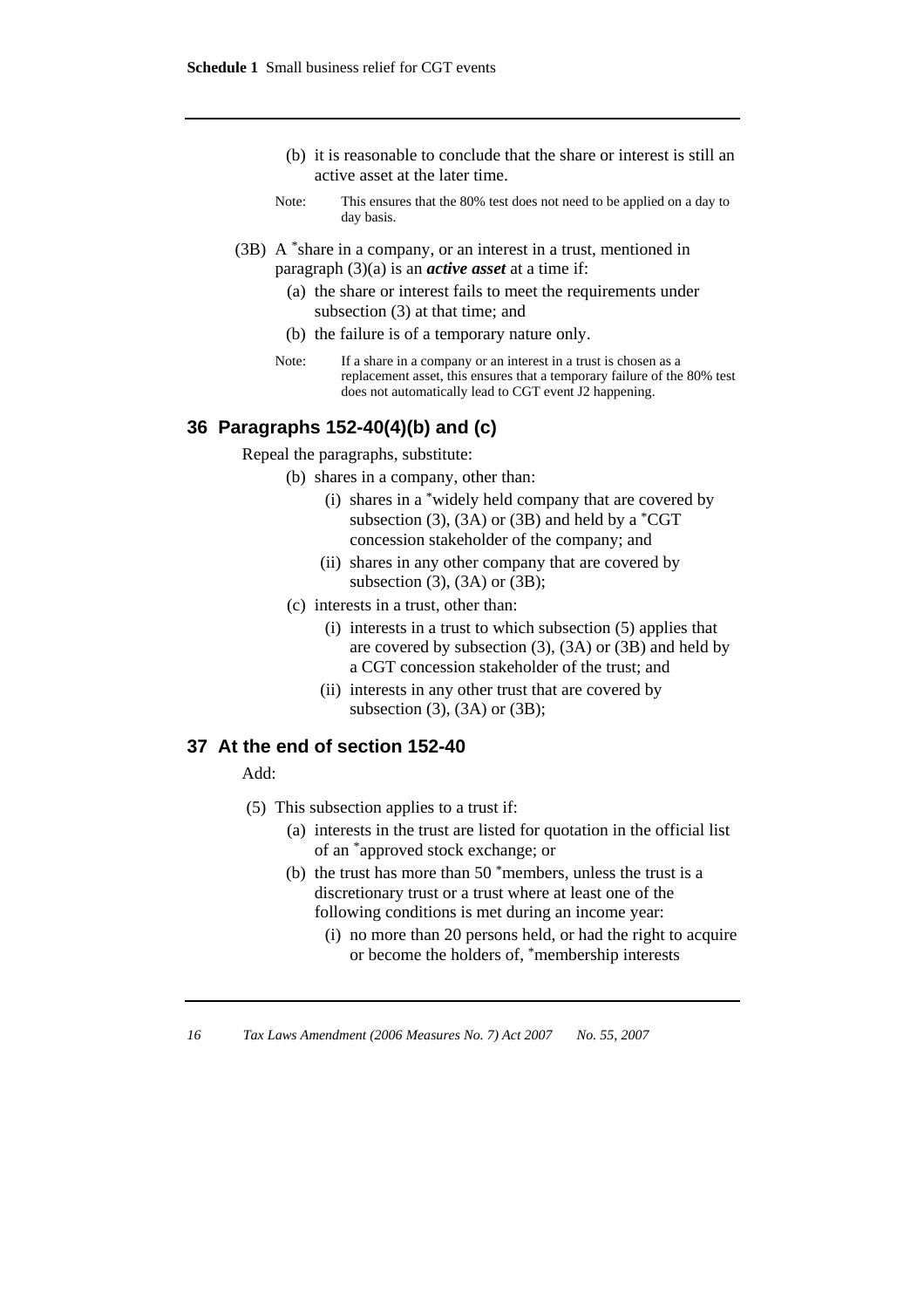(b) it is reasonable to conclude that the share or interest is still an active asset at the later time.

Note: This ensures that the 80% test does not need to be applied on a day to day basis.

(3B) A *share in a company, or an interest in a trust, mentioned in paragraph (3)(a) is an ***active asset*** at a time if:

(a) the share or interest fails to meet the requirements under subsection (3) at that time; and

(b) the failure is of a temporary nature only.

Note: If a share in a company or an interest in a trust is chosen as a replacement asset, this ensures that a temporary failure of the 80% test does not automatically lead to CGT event J2 happening.

## 36 Paragraphs 152-40(4)(b) and (c)

Repeal the paragraphs, substitute:

(b) shares in a company, other than:

(i) shares in a *widely held company that are covered by subsection (3), (3A) or (3B) and held by a *CGT concession stakeholder of the company; and

(ii) shares in any other company that are covered by subsection (3), (3A) or (3B);

(c) interests in a trust, other than:

(i) interests in a trust to which subsection (5) applies that are covered by subsection (3), (3A) or (3B) and held by a CGT concession stakeholder of the trust; and

(ii) interests in any other trust that are covered by subsection (3), (3A) or (3B);

## 37 At the end of section 152-40

Add:

(5) This subsection applies to a trust if:

(a) interests in the trust are listed for quotation in the official list of an *approved stock exchange; or

(b) the trust has more than 50 *members, unless the trust is a discretionary trust or a trust where at least one of the following conditions is met during an income year:

(i) no more than 20 persons held, or had the right to acquire or become the holders of, *membership interests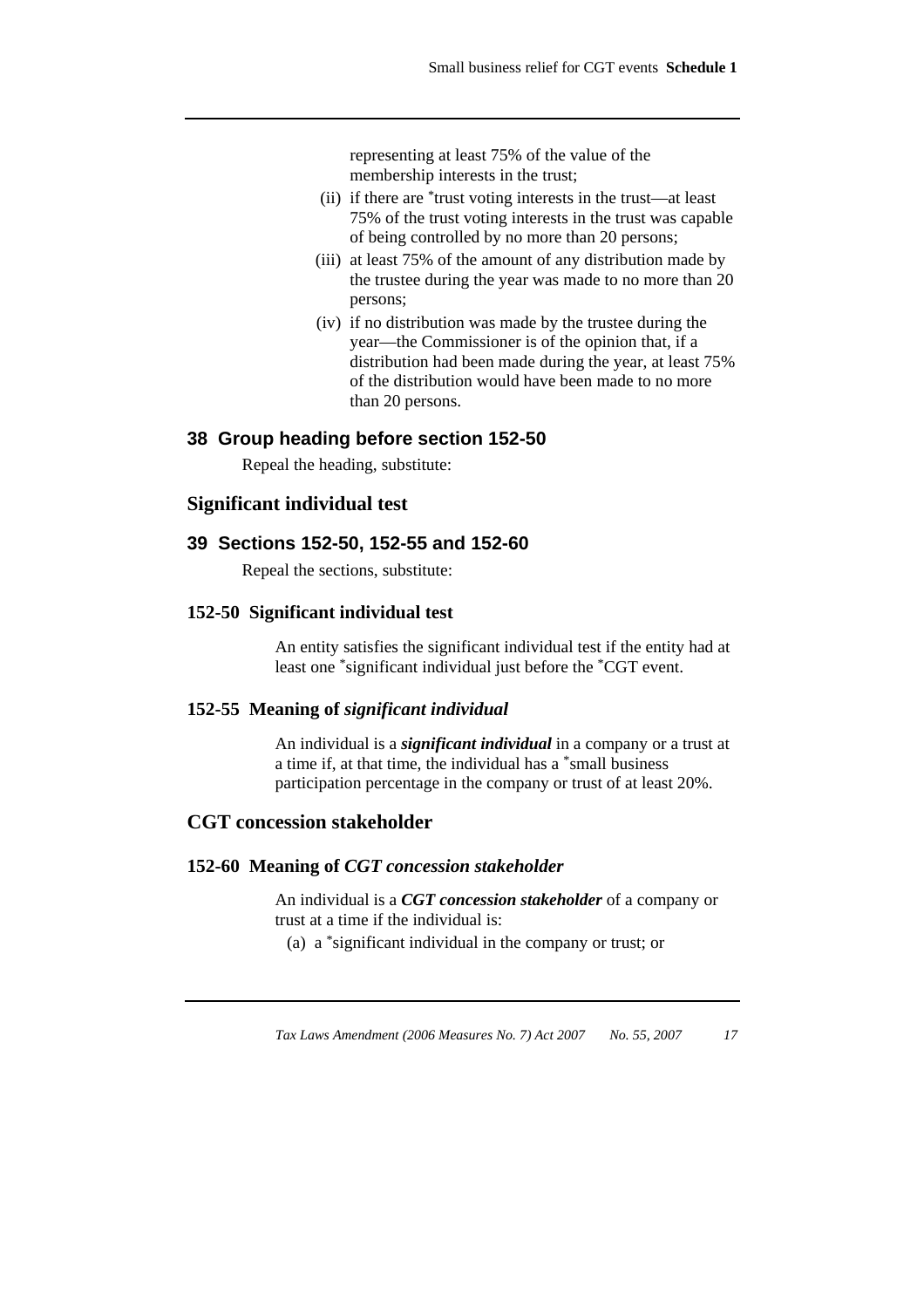representing at least 75% of the value of the membership interests in the trust;

(ii) if there are *trust voting interests in the trust—at least 75% of the trust voting interests in the trust was capable of being controlled by no more than 20 persons;

(iii) at least 75% of the amount of any distribution made by the trustee during the year was made to no more than 20 persons;

(iv) if no distribution was made by the trustee during the year—the Commissioner is of the opinion that, if a distribution had been made during the year, at least 75% of the distribution would have been made to no more than 20 persons.

### 38 Group heading before section 152-50

Repeal the heading, substitute:

## Significant individual test

### 39 Sections 152-50, 152-55 and 152-60

Repeal the sections, substitute:

### 152-50 Significant individual test

An entity satisfies the significant individual test if the entity had at least one *significant individual just before the *CGT event.

### 152-55 Meaning of *significant individual*

An individual is a ***significant individual*** in a company or a trust at a time if, at that time, the individual has a *small business participation percentage in the company or trust of at least 20%.

## CGT concession stakeholder

### 152-60 Meaning of *CGT concession stakeholder*

An individual is a ***CGT concession stakeholder*** of a company or trust at a time if the individual is:

(a) a *significant individual in the company or trust; or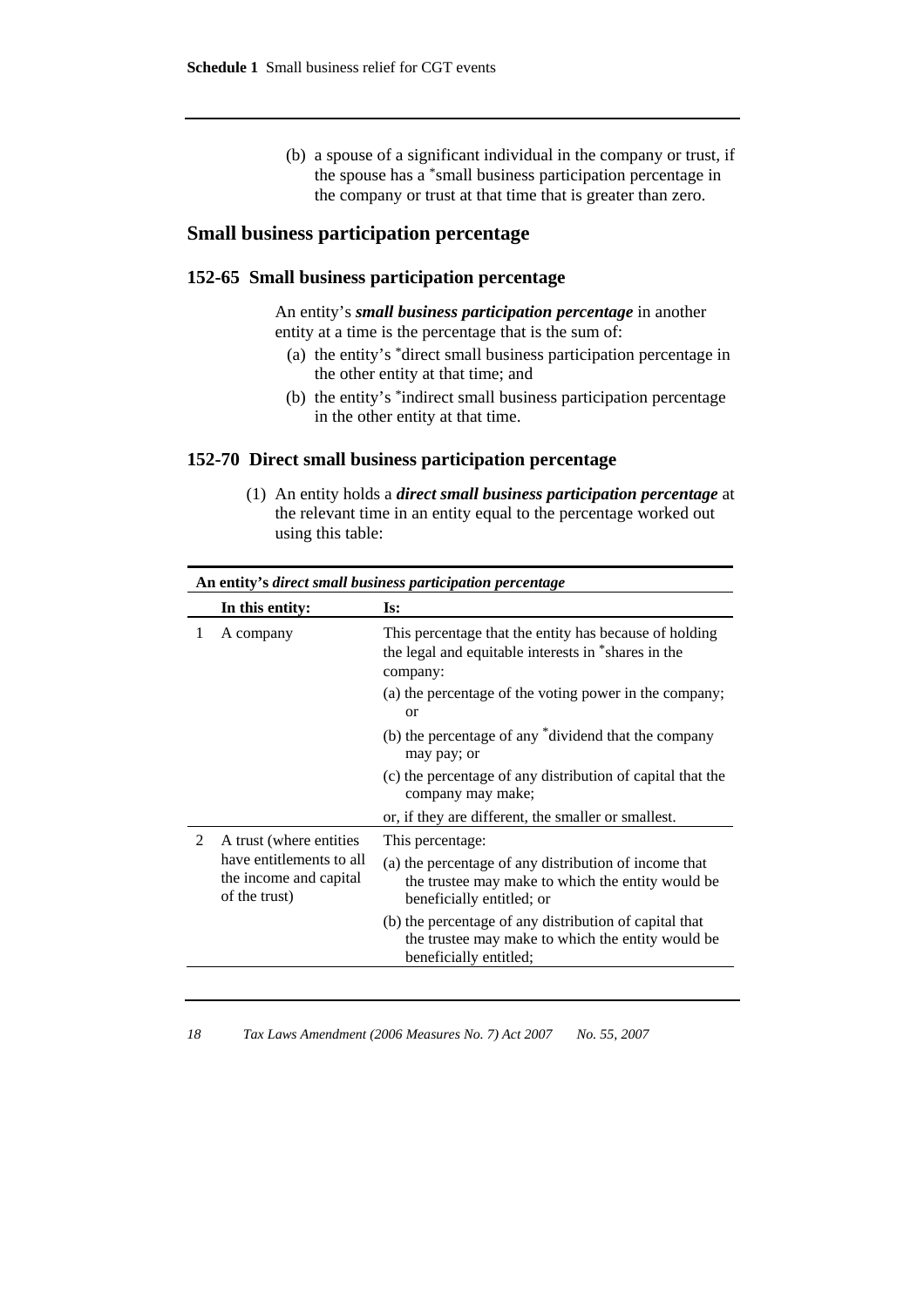(b) a spouse of a significant individual in the company or trust, if the spouse has a *small business participation percentage in the company or trust at that time that is greater than zero.

## Small business participation percentage

### 152-65 Small business participation percentage

An entity's ***small business participation percentage*** in another entity at a time is the percentage that is the sum of:

(a) the entity's *direct small business participation percentage in the other entity at that time; and

(b) the entity's *indirect small business participation percentage in the other entity at that time.

### 152-70 Direct small business participation percentage

(1) An entity holds a ***direct small business participation percentage*** at the relevant time in an entity equal to the percentage worked out using this table:

**An entity's *direct small business participation percentage***

| | In this entity: | Is: |
|---|---|---|
| 1 | A company | This percentage that the entity has because of holding the legal and equitable interests in *shares in the company:<br>(a) the percentage of the voting power in the company; or<br>(b) the percentage of any *dividend that the company may pay; or<br>(c) the percentage of any distribution of capital that the company may make;<br>or, if they are different, the smaller or smallest. |
| 2 | A trust (where entities have entitlements to all the income and capital of the trust) | This percentage:<br>(a) the percentage of any distribution of income that the trustee may make to which the entity would be beneficially entitled; or<br>(b) the percentage of any distribution of capital that the trustee may make to which the entity would be beneficially entitled; |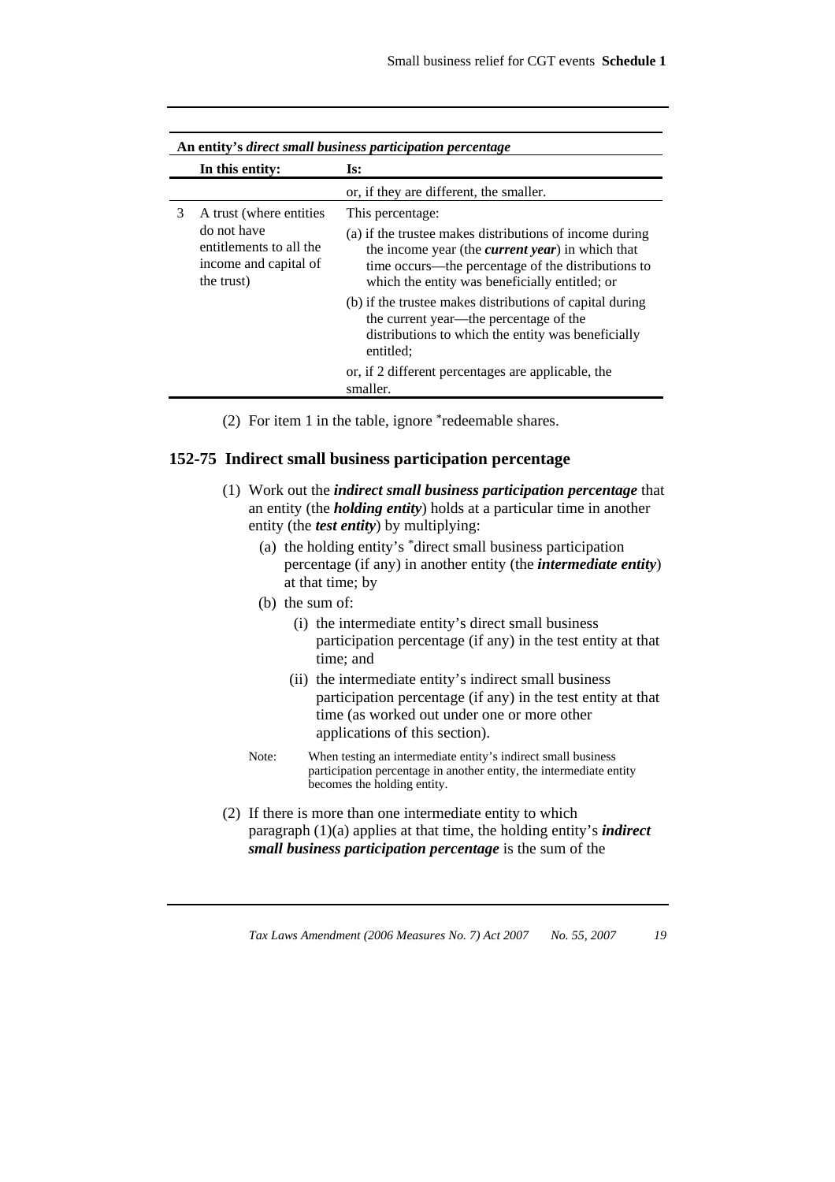**An entity's *direct small business participation percentage***

| | In this entity: | Is: |
|---|---|---|
| | | or, if they are different, the smaller. |
| 3 | A trust (where entities do not have entitlements to all the income and capital of the trust) | This percentage:<br>(a) if the trustee makes distributions of income during the income year (the ***current year***) in which that time occurs—the percentage of the distributions to which the entity was beneficially entitled; or<br>(b) if the trustee makes distributions of capital during the current year—the percentage of the distributions to which the entity was beneficially entitled;<br>or, if 2 different percentages are applicable, the smaller. |

(2) For item 1 in the table, ignore *redeemable shares.

## 152-75 Indirect small business participation percentage

(1) Work out the ***indirect small business participation percentage*** that an entity (the ***holding entity***) holds at a particular time in another entity (the ***test entity***) by multiplying:

(a) the holding entity's *direct small business participation percentage (if any) in another entity (the ***intermediate entity***) at that time; by

(b) the sum of:

(i) the intermediate entity's direct small business participation percentage (if any) in the test entity at that time; and

(ii) the intermediate entity's indirect small business participation percentage (if any) in the test entity at that time (as worked out under one or more other applications of this section).

Note: When testing an intermediate entity's indirect small business participation percentage in another entity, the intermediate entity becomes the holding entity.

(2) If there is more than one intermediate entity to which paragraph (1)(a) applies at that time, the holding entity's ***indirect small business participation percentage*** is the sum of the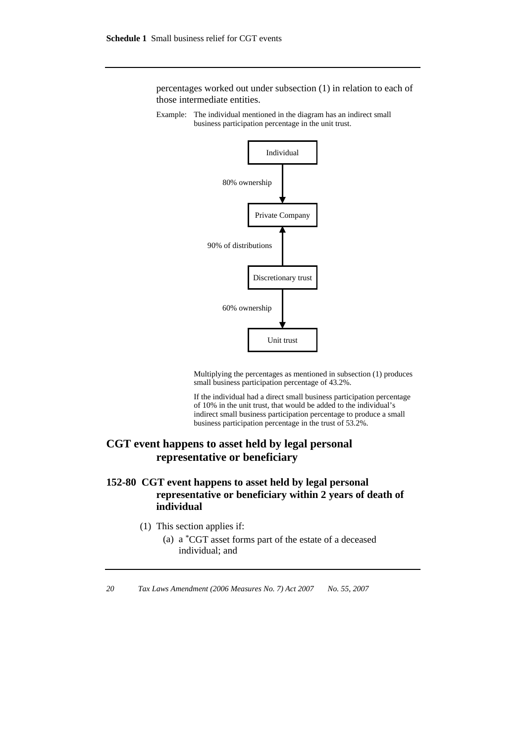percentages worked out under subsection (1) in relation to each of those intermediate entities.

Example: The individual mentioned in the diagram has an indirect small business participation percentage in the unit trust.

Individual

80% ownership

Private Company

90% of distributions

Discretionary trust

60% ownership

Unit trust

Multiplying the percentages as mentioned in subsection (1) produces small business participation percentage of 43.2%.

If the individual had a direct small business participation percentage of 10% in the unit trust, that would be added to the individual's indirect small business participation percentage to produce a small business participation percentage in the trust of 53.2%.

## CGT event happens to asset held by legal personal representative or beneficiary

### 152-80 CGT event happens to asset held by legal personal representative or beneficiary within 2 years of death of individual

(1) This section applies if:

(a) a *CGT asset forms part of the estate of a deceased individual; and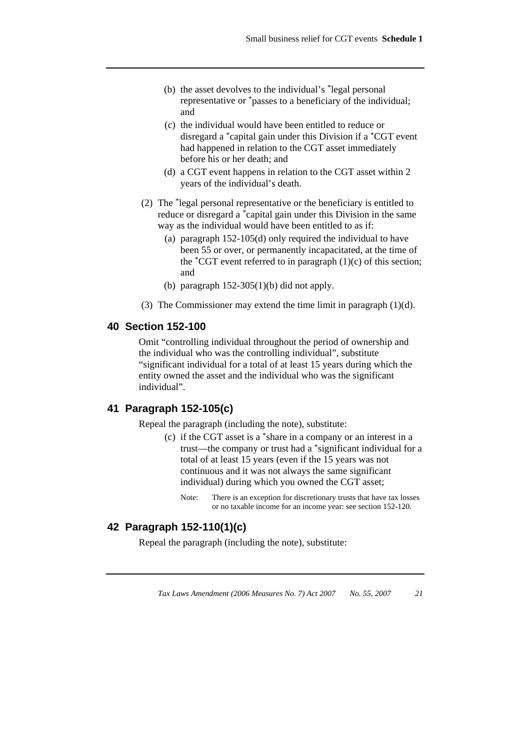(b) the asset devolves to the individual's *legal personal representative or *passes to a beneficiary of the individual; and

(c) the individual would have been entitled to reduce or disregard a *capital gain under this Division if a *CGT event had happened in relation to the CGT asset immediately before his or her death; and

(d) a CGT event happens in relation to the CGT asset within 2 years of the individual's death.

(2) The *legal personal representative or the beneficiary is entitled to reduce or disregard a *capital gain under this Division in the same way as the individual would have been entitled to as if:

(a) paragraph 152-105(d) only required the individual to have been 55 or over, or permanently incapacitated, at the time of the *CGT event referred to in paragraph (1)(c) of this section; and

(b) paragraph 152-305(1)(b) did not apply.

(3) The Commissioner may extend the time limit in paragraph (1)(d).

## 40 Section 152-100

Omit "controlling individual throughout the period of ownership and the individual who was the controlling individual", substitute "significant individual for a total of at least 15 years during which the entity owned the asset and the individual who was the significant individual".

## 41 Paragraph 152-105(c)

Repeal the paragraph (including the note), substitute:

(c) if the CGT asset is a *share in a company or an interest in a trust—the company or trust had a *significant individual for a total of at least 15 years (even if the 15 years was not continuous and it was not always the same significant individual) during which you owned the CGT asset;

Note: There is an exception for discretionary trusts that have tax losses or no taxable income for an income year: see section 152-120.

## 42 Paragraph 152-110(1)(c)

Repeal the paragraph (including the note), substitute: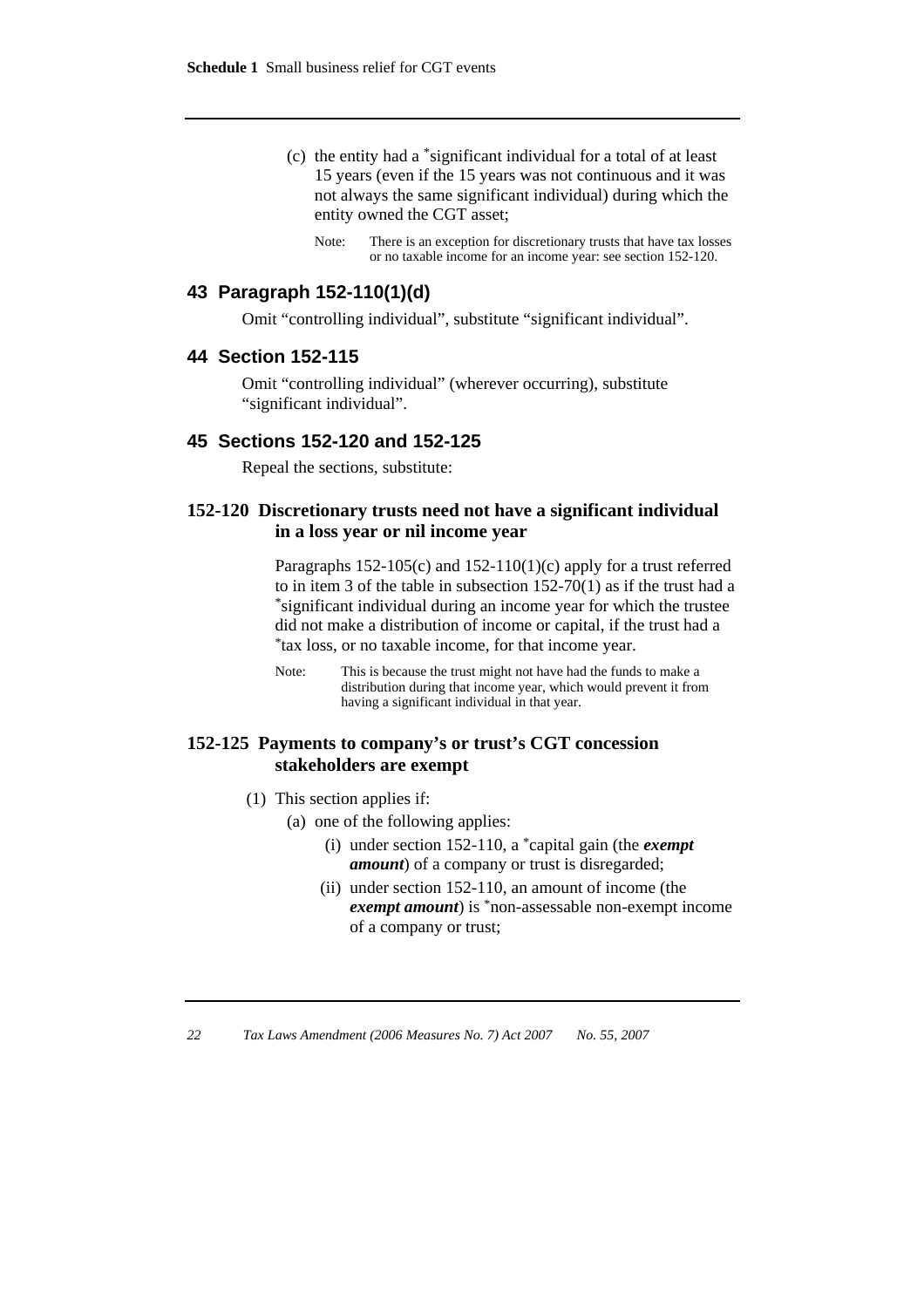(c) the entity had a *significant individual for a total of at least 15 years (even if the 15 years was not continuous and it was not always the same significant individual) during which the entity owned the CGT asset;

Note: There is an exception for discretionary trusts that have tax losses or no taxable income for an income year: see section 152-120.

## 43 Paragraph 152-110(1)(d)

Omit "controlling individual", substitute "significant individual".

## 44 Section 152-115

Omit "controlling individual" (wherever occurring), substitute "significant individual".

## 45 Sections 152-120 and 152-125

Repeal the sections, substitute:

### 152-120 Discretionary trusts need not have a significant individual in a loss year or nil income year

Paragraphs 152-105(c) and 152-110(1)(c) apply for a trust referred to in item 3 of the table in subsection 152-70(1) as if the trust had a *significant individual during an income year for which the trustee did not make a distribution of income or capital, if the trust had a *tax loss, or no taxable income, for that income year.

Note: This is because the trust might not have had the funds to make a distribution during that income year, which would prevent it from having a significant individual in that year.

### 152-125 Payments to company's or trust's CGT concession stakeholders are exempt

(1) This section applies if:

(a) one of the following applies:

(i) under section 152-110, a *capital gain (the ***exempt amount***) of a company or trust is disregarded;

(ii) under section 152-110, an amount of income (the ***exempt amount***) is *non-assessable non-exempt income of a company or trust;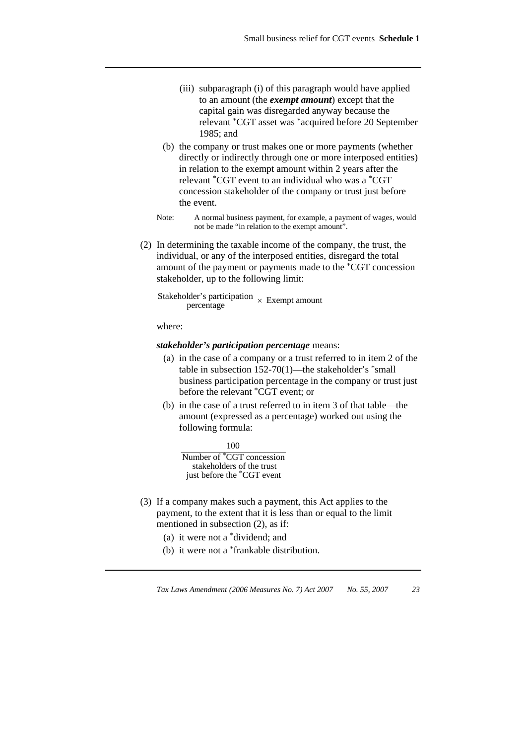(iii) subparagraph (i) of this paragraph would have applied to an amount (the ***exempt amount***) except that the capital gain was disregarded anyway because the relevant *CGT asset was *acquired before 20 September 1985; and

(b) the company or trust makes one or more payments (whether directly or indirectly through one or more interposed entities) in relation to the exempt amount within 2 years after the relevant *CGT event to an individual who was a *CGT concession stakeholder of the company or trust just before the event.

Note: A normal business payment, for example, a payment of wages, would not be made "in relation to the exempt amount".

(2) In determining the taxable income of the company, the trust, the individual, or any of the interposed entities, disregard the total amount of the payment or payments made to the *CGT concession stakeholder, up to the following limit:

$$\text{Stakeholder's participation percentage} \times \text{Exempt amount}$$

where:

***stakeholder's participation percentage*** means:

(a) in the case of a company or a trust referred to in item 2 of the table in subsection 152-70(1)—the stakeholder's *small business participation percentage in the company or trust just before the relevant *CGT event; or

(b) in the case of a trust referred to in item 3 of that table—the amount (expressed as a percentage) worked out using the following formula:

$$\frac{100}{\text{Number of *CGT concession stakeholders of the trust just before the *CGT event}}$$

(3) If a company makes such a payment, this Act applies to the payment, to the extent that it is less than or equal to the limit mentioned in subsection (2), as if:

(a) it were not a *dividend; and

(b) it were not a *frankable distribution.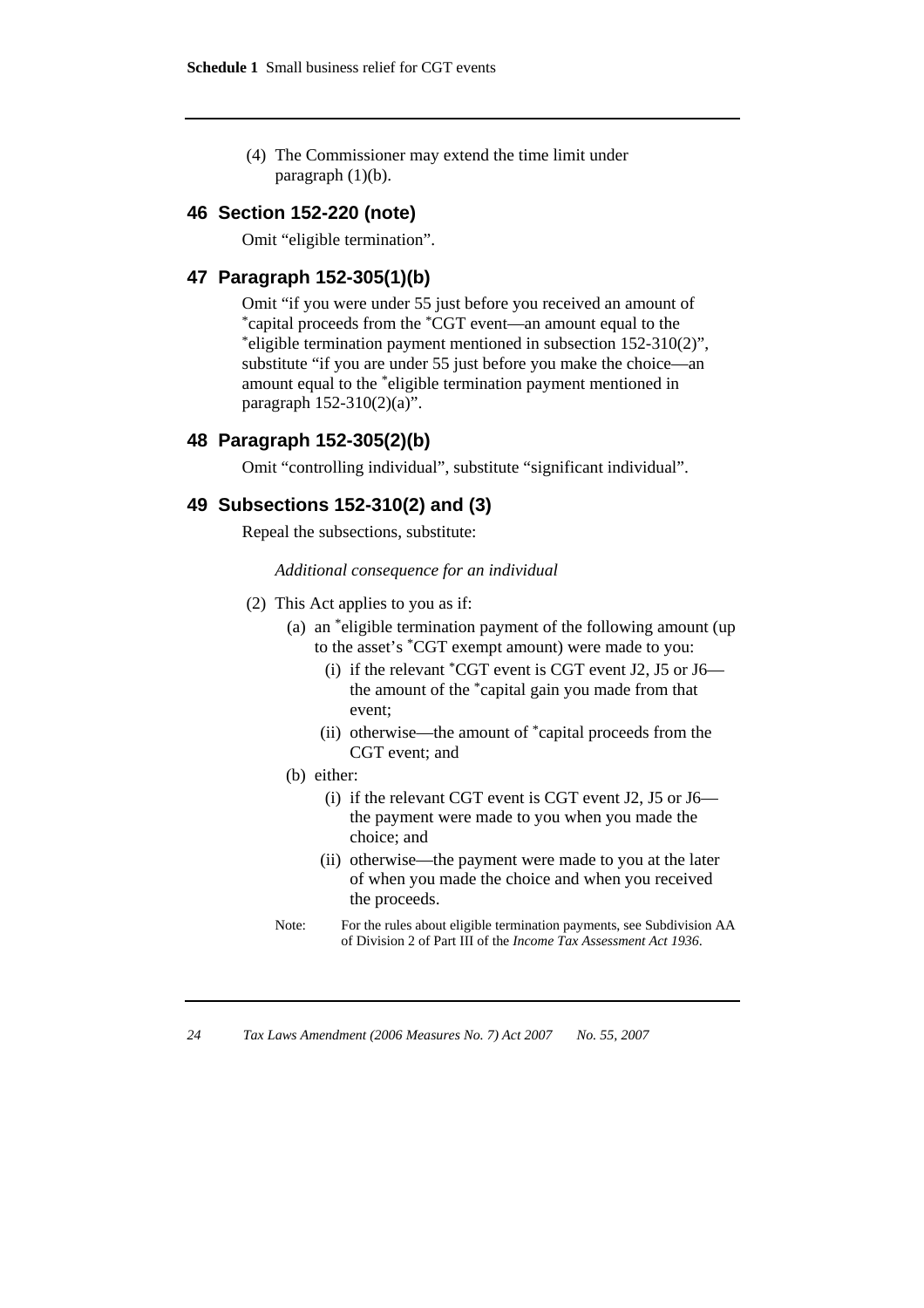(4) The Commissioner may extend the time limit under paragraph (1)(b).

## 46 Section 152-220 (note)

Omit "eligible termination".

## 47 Paragraph 152-305(1)(b)

Omit "if you were under 55 just before you received an amount of *capital proceeds from the *CGT event—an amount equal to the *eligible termination payment mentioned in subsection 152-310(2)", substitute "if you are under 55 just before you make the choice—an amount equal to the *eligible termination payment mentioned in paragraph 152-310(2)(a)".

## 48 Paragraph 152-305(2)(b)

Omit "controlling individual", substitute "significant individual".

## 49 Subsections 152-310(2) and (3)

Repeal the subsections, substitute:

*Additional consequence for an individual*

(2) This Act applies to you as if:

- (a) an *eligible termination payment of the following amount (up to the asset's *CGT exempt amount) were made to you:
  - (i) if the relevant *CGT event is CGT event J2, J5 or J6—the amount of the *capital gain you made from that event;
  - (ii) otherwise—the amount of *capital proceeds from the CGT event; and
- (b) either:
  - (i) if the relevant CGT event is CGT event J2, J5 or J6—the payment were made to you when you made the choice; and
  - (ii) otherwise—the payment were made to you at the later of when you made the choice and when you received the proceeds.

Note: For the rules about eligible termination payments, see Subdivision AA of Division 2 of Part III of the *Income Tax Assessment Act 1936*.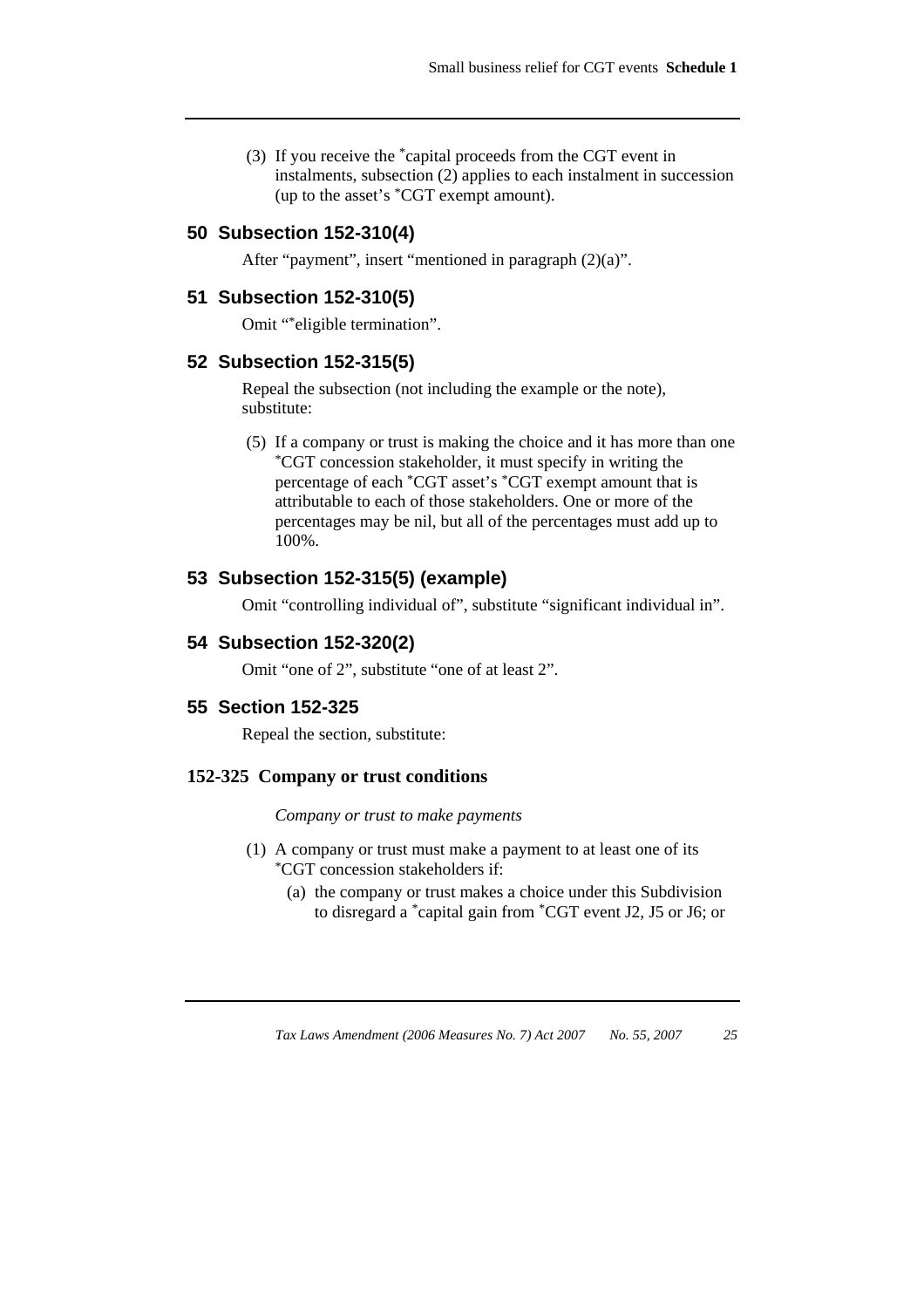(3) If you receive the *capital proceeds from the CGT event in instalments, subsection (2) applies to each instalment in succession (up to the asset's *CGT exempt amount).

## 50 Subsection 152-310(4)

After "payment", insert "mentioned in paragraph (2)(a)".

## 51 Subsection 152-310(5)

Omit "*eligible termination".

## 52 Subsection 152-315(5)

Repeal the subsection (not including the example or the note), substitute:

(5) If a company or trust is making the choice and it has more than one *CGT concession stakeholder, it must specify in writing the percentage of each *CGT asset's *CGT exempt amount that is attributable to each of those stakeholders. One or more of the percentages may be nil, but all of the percentages must add up to 100%.

## 53 Subsection 152-315(5) (example)

Omit "controlling individual of", substitute "significant individual in".

## 54 Subsection 152-320(2)

Omit "one of 2", substitute "one of at least 2".

## 55 Section 152-325

Repeal the section, substitute:

### 152-325 Company or trust conditions

*Company or trust to make payments*

(1) A company or trust must make a payment to at least one of its *CGT concession stakeholders if:

(a) the company or trust makes a choice under this Subdivision to disregard a *capital gain from *CGT event J2, J5 or J6; or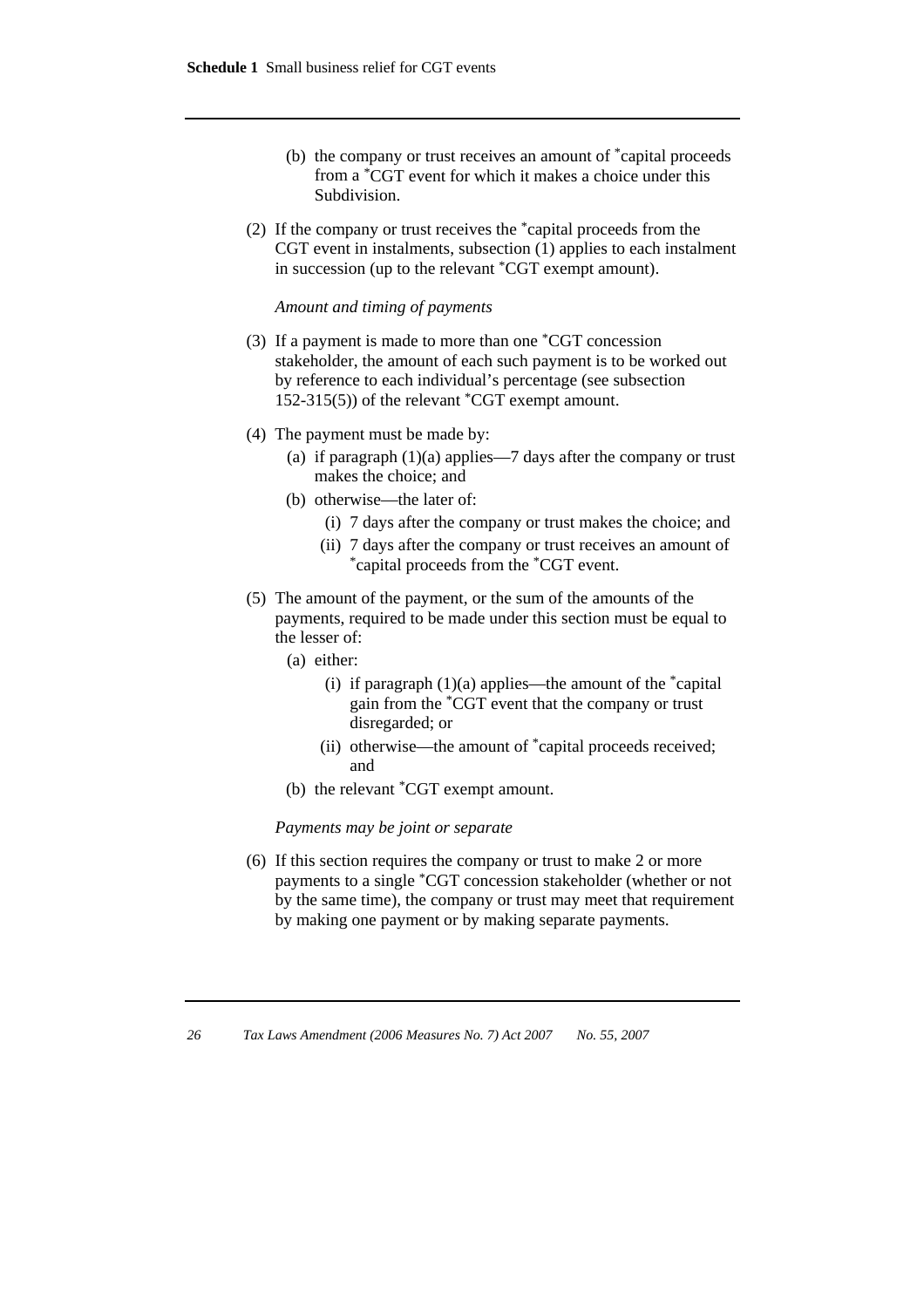(b) the company or trust receives an amount of *capital proceeds from a *CGT event for which it makes a choice under this Subdivision.

(2) If the company or trust receives the *capital proceeds from the CGT event in instalments, subsection (1) applies to each instalment in succession (up to the relevant *CGT exempt amount).

*Amount and timing of payments*

(3) If a payment is made to more than one *CGT concession stakeholder, the amount of each such payment is to be worked out by reference to each individual's percentage (see subsection 152-315(5)) of the relevant *CGT exempt amount.

(4) The payment must be made by:

- (a) if paragraph (1)(a) applies—7 days after the company or trust makes the choice; and
- (b) otherwise—the later of:
  - (i) 7 days after the company or trust makes the choice; and
  - (ii) 7 days after the company or trust receives an amount of *capital proceeds from the *CGT event.

(5) The amount of the payment, or the sum of the amounts of the payments, required to be made under this section must be equal to the lesser of:

- (a) either:
  - (i) if paragraph (1)(a) applies—the amount of the *capital gain from the *CGT event that the company or trust disregarded; or
  - (ii) otherwise—the amount of *capital proceeds received; and
- (b) the relevant *CGT exempt amount.

*Payments may be joint or separate*

(6) If this section requires the company or trust to make 2 or more payments to a single *CGT concession stakeholder (whether or not by the same time), the company or trust may meet that requirement by making one payment or by making separate payments.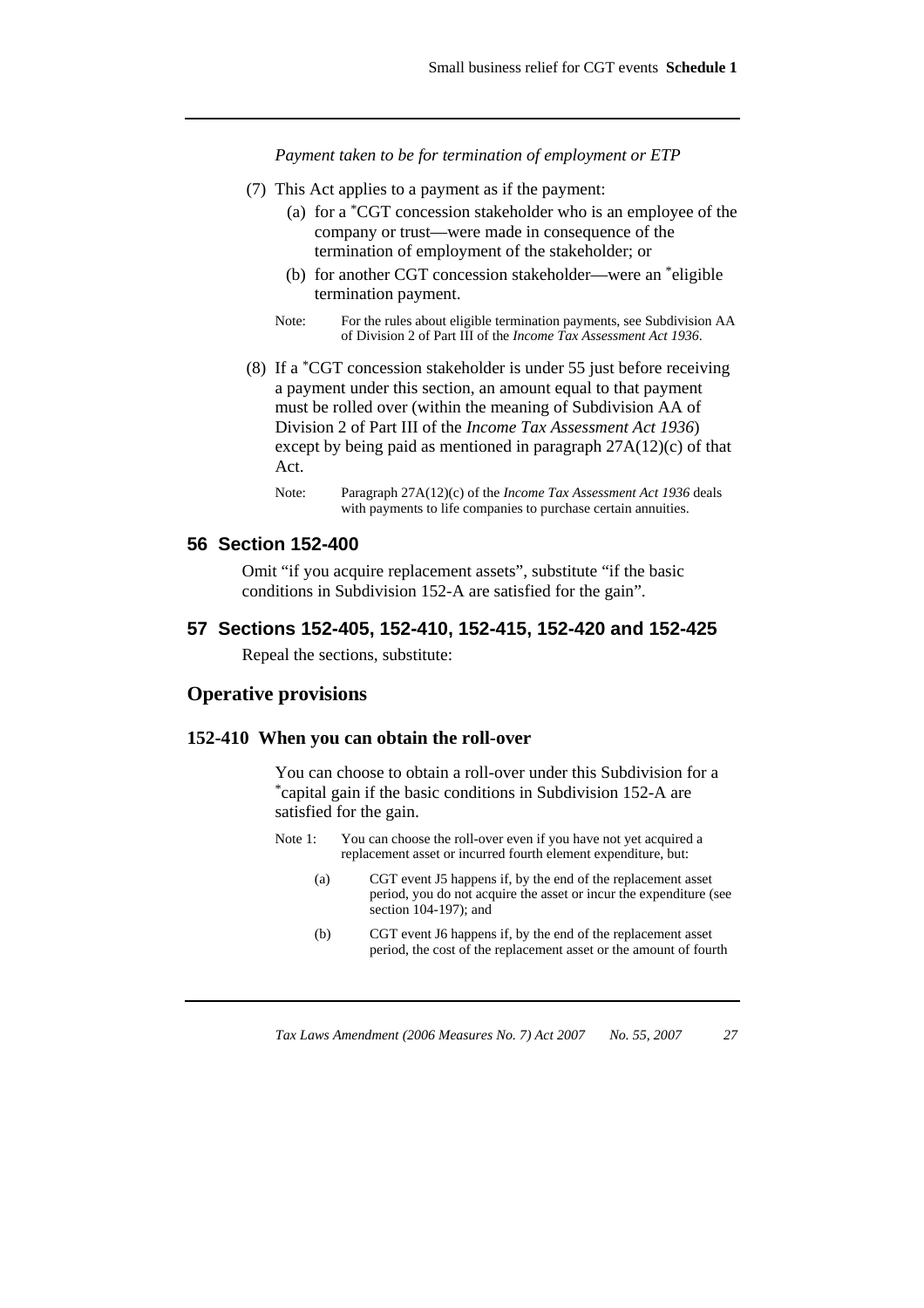*Payment taken to be for termination of employment or ETP*

(7) This Act applies to a payment as if the payment:

(a) for a *CGT concession stakeholder who is an employee of the company or trust—were made in consequence of the termination of employment of the stakeholder; or

(b) for another CGT concession stakeholder—were an *eligible termination payment.

Note: For the rules about eligible termination payments, see Subdivision AA of Division 2 of Part III of the *Income Tax Assessment Act 1936*.

(8) If a *CGT concession stakeholder is under 55 just before receiving a payment under this section, an amount equal to that payment must be rolled over (within the meaning of Subdivision AA of Division 2 of Part III of the *Income Tax Assessment Act 1936*) except by being paid as mentioned in paragraph 27A(12)(c) of that Act.

Note: Paragraph 27A(12)(c) of the *Income Tax Assessment Act 1936* deals with payments to life companies to purchase certain annuities.

## 56 Section 152-400

Omit "if you acquire replacement assets", substitute "if the basic conditions in Subdivision 152-A are satisfied for the gain".

## 57 Sections 152-405, 152-410, 152-415, 152-420 and 152-425

Repeal the sections, substitute:

## Operative provisions

### 152-410 When you can obtain the roll-over

You can choose to obtain a roll-over under this Subdivision for a *capital gain if the basic conditions in Subdivision 152-A are satisfied for the gain.

Note 1: You can choose the roll-over even if you have not yet acquired a replacement asset or incurred fourth element expenditure, but:

(a) CGT event J5 happens if, by the end of the replacement asset period, you do not acquire the asset or incur the expenditure (see section 104-197); and

(b) CGT event J6 happens if, by the end of the replacement asset period, the cost of the replacement asset or the amount of fourth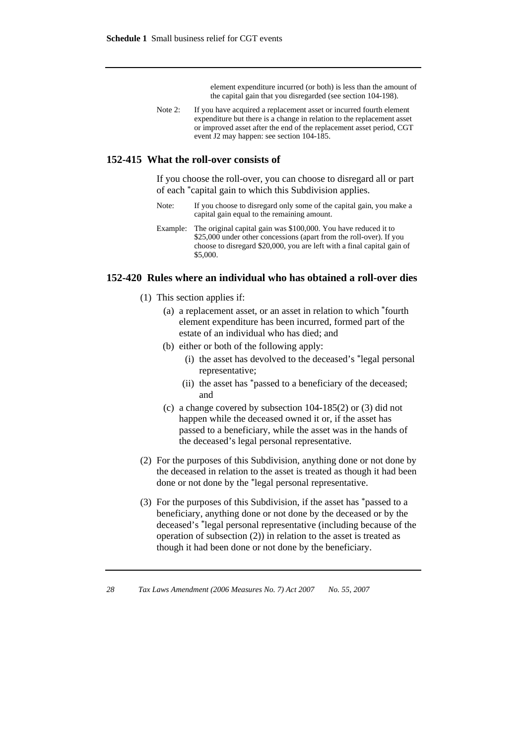element expenditure incurred (or both) is less than the amount of the capital gain that you disregarded (see section 104-198).

Note 2: If you have acquired a replacement asset or incurred fourth element expenditure but there is a change in relation to the replacement asset or improved asset after the end of the replacement asset period, CGT event J2 may happen: see section 104-185.

### 152-415 What the roll-over consists of

If you choose the roll-over, you can choose to disregard all or part of each *capital gain to which this Subdivision applies.

Note: If you choose to disregard only some of the capital gain, you make a capital gain equal to the remaining amount.

Example: The original capital gain was $100,000. You have reduced it to $25,000 under other concessions (apart from the roll-over). If you choose to disregard $20,000, you are left with a final capital gain of $5,000.

### 152-420 Rules where an individual who has obtained a roll-over dies

(1) This section applies if:

- (a) a replacement asset, or an asset in relation to which *fourth element expenditure has been incurred, formed part of the estate of an individual who has died; and
- (b) either or both of the following apply:
  - (i) the asset has devolved to the deceased's *legal personal representative;
  - (ii) the asset has *passed to a beneficiary of the deceased; and
- (c) a change covered by subsection 104-185(2) or (3) did not happen while the deceased owned it or, if the asset has passed to a beneficiary, while the asset was in the hands of the deceased's legal personal representative.

(2) For the purposes of this Subdivision, anything done or not done by the deceased in relation to the asset is treated as though it had been done or not done by the *legal personal representative.

(3) For the purposes of this Subdivision, if the asset has *passed to a beneficiary, anything done or not done by the deceased or by the deceased's *legal personal representative (including because of the operation of subsection (2)) in relation to the asset is treated as though it had been done or not done by the beneficiary.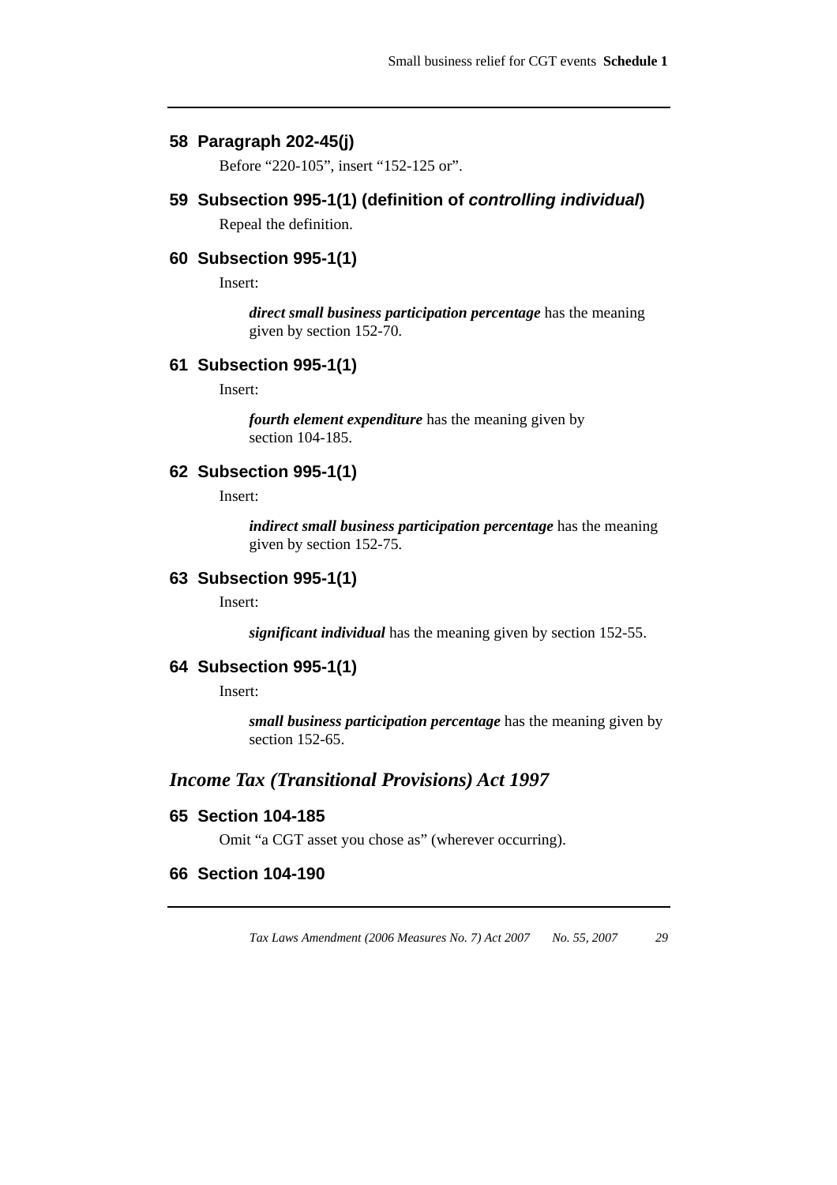### 58 Paragraph 202-45(j)

Before "220-105", insert "152-125 or".

### 59 Subsection 995-1(1) (definition of *controlling individual*)

Repeal the definition.

### 60 Subsection 995-1(1)

Insert:

> ***direct small business participation percentage*** has the meaning given by section 152-70.

### 61 Subsection 995-1(1)

Insert:

> ***fourth element expenditure*** has the meaning given by section 104-185.

### 62 Subsection 995-1(1)

Insert:

> ***indirect small business participation percentage*** has the meaning given by section 152-75.

### 63 Subsection 995-1(1)

Insert:

> ***significant individual*** has the meaning given by section 152-55.

### 64 Subsection 995-1(1)

Insert:

> ***small business participation percentage*** has the meaning given by section 152-65.

## *Income Tax (Transitional Provisions) Act 1997*

### 65 Section 104-185

Omit "a CGT asset you chose as" (wherever occurring).

### 66 Section 104-190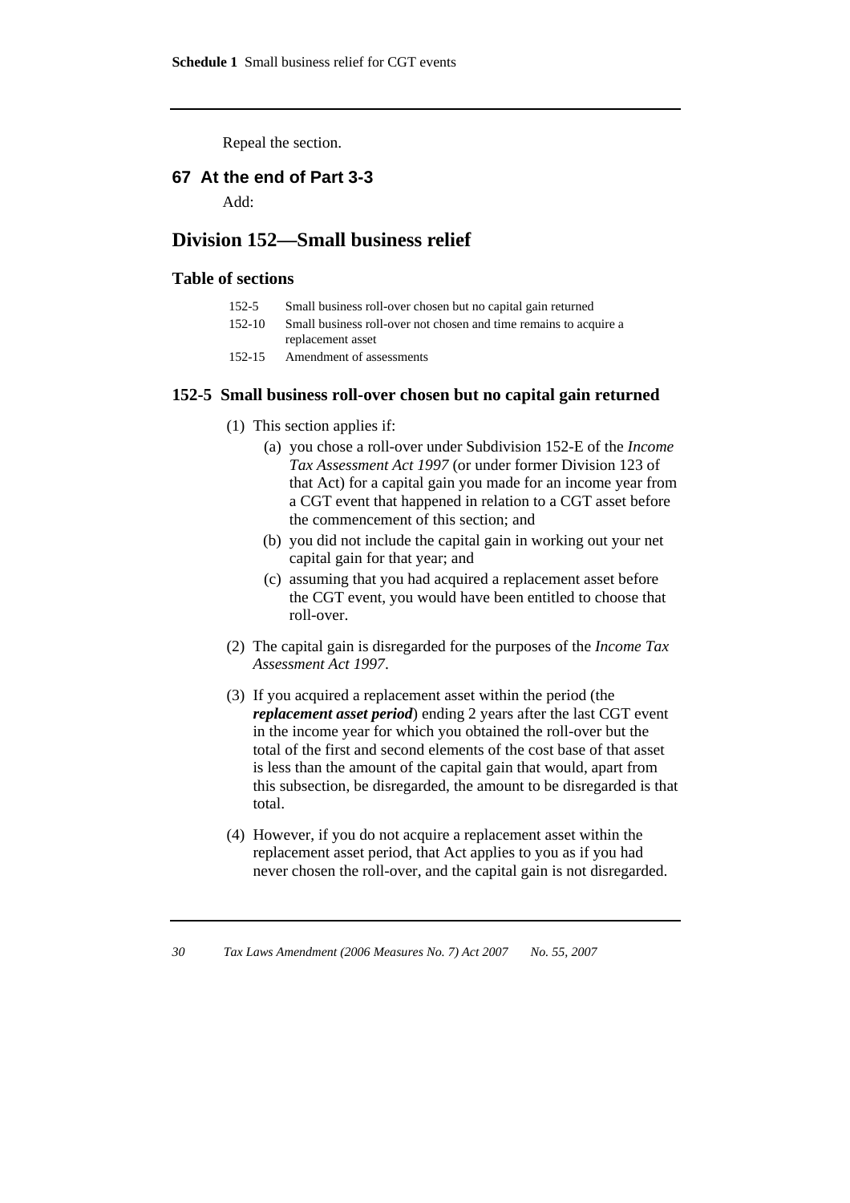Repeal the section.

### 67 At the end of Part 3-3

Add:

## Division 152—Small business relief

### Table of sections

| | |
|---|---|
| 152-5 | Small business roll-over chosen but no capital gain returned |
| 152-10 | Small business roll-over not chosen and time remains to acquire a replacement asset |
| 152-15 | Amendment of assessments |

### 152-5 Small business roll-over chosen but no capital gain returned

(1) This section applies if:

(a) you chose a roll-over under Subdivision 152-E of the *Income Tax Assessment Act 1997* (or under former Division 123 of that Act) for a capital gain you made for an income year from a CGT event that happened in relation to a CGT asset before the commencement of this section; and

(b) you did not include the capital gain in working out your net capital gain for that year; and

(c) assuming that you had acquired a replacement asset before the CGT event, you would have been entitled to choose that roll-over.

(2) The capital gain is disregarded for the purposes of the *Income Tax Assessment Act 1997*.

(3) If you acquired a replacement asset within the period (the ***replacement asset period***) ending 2 years after the last CGT event in the income year for which you obtained the roll-over but the total of the first and second elements of the cost base of that asset is less than the amount of the capital gain that would, apart from this subsection, be disregarded, the amount to be disregarded is that total.

(4) However, if you do not acquire a replacement asset within the replacement asset period, that Act applies to you as if you had never chosen the roll-over, and the capital gain is not disregarded.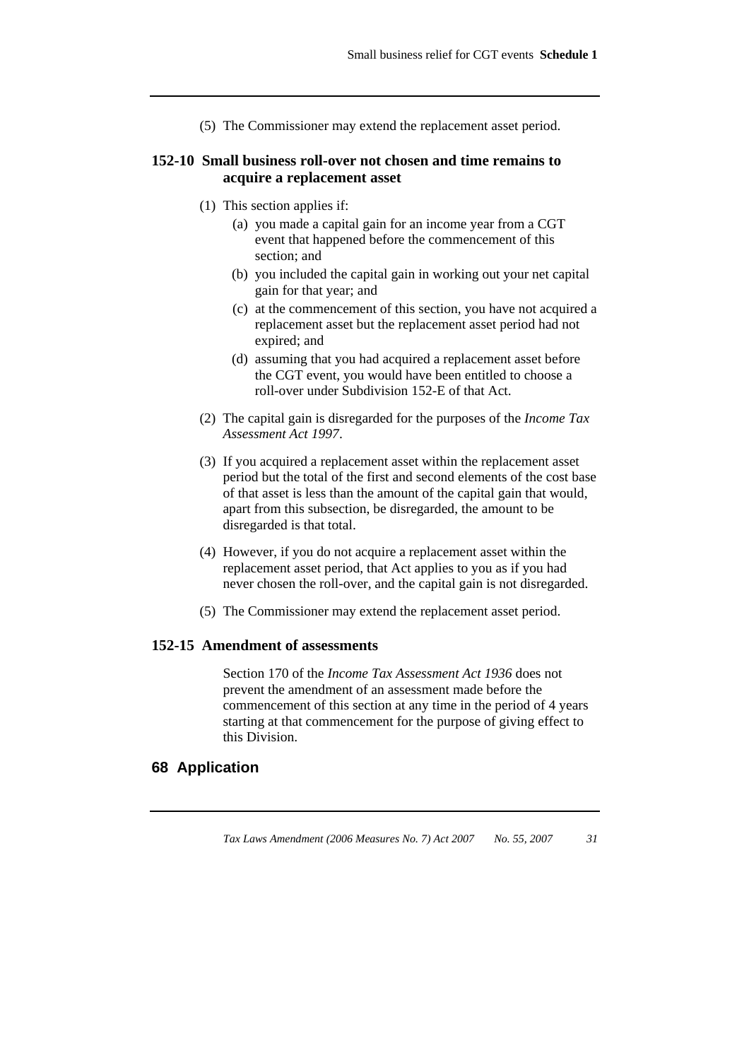(5) The Commissioner may extend the replacement asset period.

### 152-10 Small business roll-over not chosen and time remains to acquire a replacement asset

(1) This section applies if:

- (a) you made a capital gain for an income year from a CGT event that happened before the commencement of this section; and
- (b) you included the capital gain in working out your net capital gain for that year; and
- (c) at the commencement of this section, you have not acquired a replacement asset but the replacement asset period had not expired; and
- (d) assuming that you had acquired a replacement asset before the CGT event, you would have been entitled to choose a roll-over under Subdivision 152-E of that Act.

(2) The capital gain is disregarded for the purposes of the *Income Tax Assessment Act 1997*.

(3) If you acquired a replacement asset within the replacement asset period but the total of the first and second elements of the cost base of that asset is less than the amount of the capital gain that would, apart from this subsection, be disregarded, the amount to be disregarded is that total.

(4) However, if you do not acquire a replacement asset within the replacement asset period, that Act applies to you as if you had never chosen the roll-over, and the capital gain is not disregarded.

(5) The Commissioner may extend the replacement asset period.

### 152-15 Amendment of assessments

Section 170 of the *Income Tax Assessment Act 1936* does not prevent the amendment of an assessment made before the commencement of this section at any time in the period of 4 years starting at that commencement for the purpose of giving effect to this Division.

## 68 Application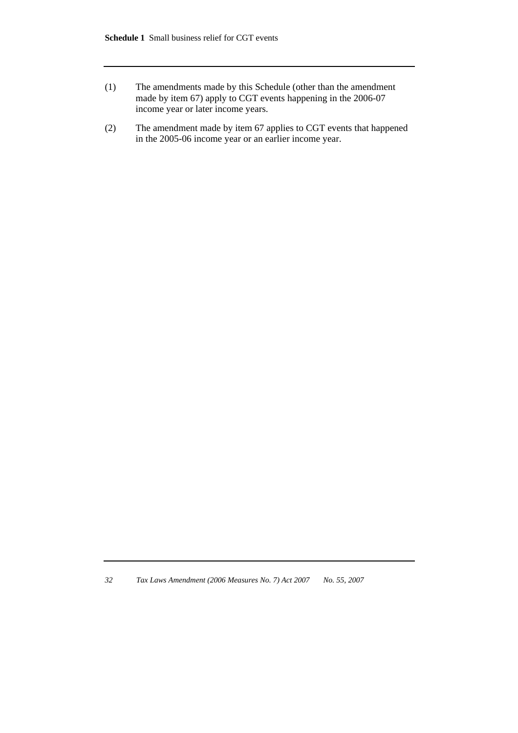(1) The amendments made by this Schedule (other than the amendment made by item 67) apply to CGT events happening in the 2006-07 income year or later income years.

(2) The amendment made by item 67 applies to CGT events that happened in the 2005-06 income year or an earlier income year.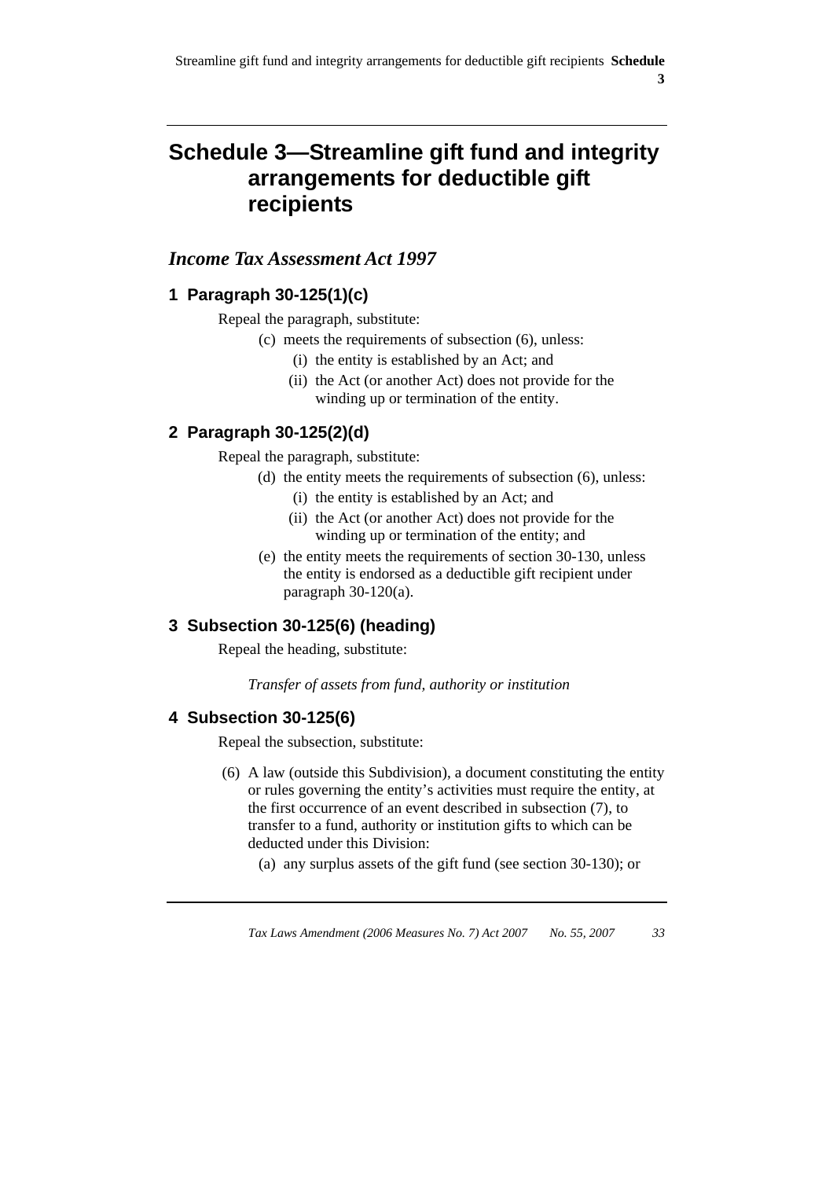# Schedule 3—Streamline gift fund and integrity arrangements for deductible gift recipients

## *Income Tax Assessment Act 1997*

### 1 Paragraph 30-125(1)(c)

Repeal the paragraph, substitute:

(c) meets the requirements of subsection (6), unless:

(i) the entity is established by an Act; and

(ii) the Act (or another Act) does not provide for the winding up or termination of the entity.

### 2 Paragraph 30-125(2)(d)

Repeal the paragraph, substitute:

(d) the entity meets the requirements of subsection (6), unless:

(i) the entity is established by an Act; and

(ii) the Act (or another Act) does not provide for the winding up or termination of the entity; and

(e) the entity meets the requirements of section 30-130, unless the entity is endorsed as a deductible gift recipient under paragraph 30-120(a).

### 3 Subsection 30-125(6) (heading)

Repeal the heading, substitute:

*Transfer of assets from fund, authority or institution*

### 4 Subsection 30-125(6)

Repeal the subsection, substitute:

(6) A law (outside this Subdivision), a document constituting the entity or rules governing the entity's activities must require the entity, at the first occurrence of an event described in subsection (7), to transfer to a fund, authority or institution gifts to which can be deducted under this Division:

(a) any surplus assets of the gift fund (see section 30-130); or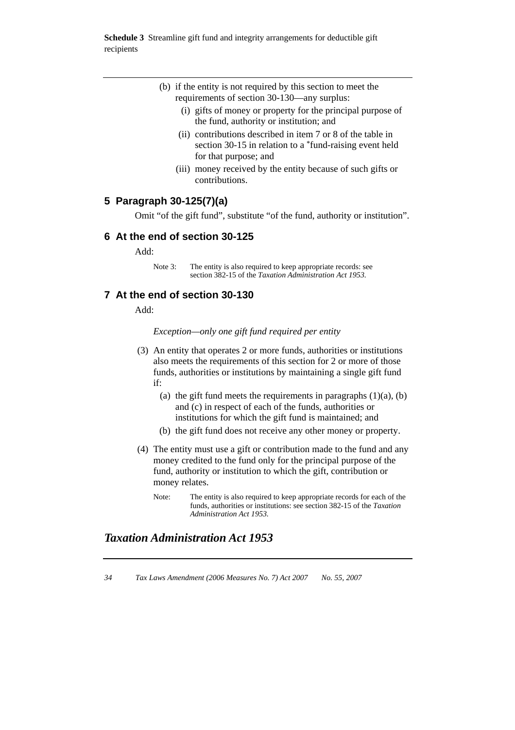(b) if the entity is not required by this section to meet the requirements of section 30-130—any surplus:

   (i) gifts of money or property for the principal purpose of the fund, authority or institution; and

   (ii) contributions described in item 7 or 8 of the table in section 30-15 in relation to a *fund-raising event held for that purpose; and

   (iii) money received by the entity because of such gifts or contributions.

## 5 Paragraph 30-125(7)(a)

Omit "of the gift fund", substitute "of the fund, authority or institution".

## 6 At the end of section 30-125

Add:

> Note 3: The entity is also required to keep appropriate records: see section 382-15 of the *Taxation Administration Act 1953*.

## 7 At the end of section 30-130

Add:

*Exception—only one gift fund required per entity*

(3) An entity that operates 2 or more funds, authorities or institutions also meets the requirements of this section for 2 or more of those funds, authorities or institutions by maintaining a single gift fund if:

   (a) the gift fund meets the requirements in paragraphs (1)(a), (b) and (c) in respect of each of the funds, authorities or institutions for which the gift fund is maintained; and

   (b) the gift fund does not receive any other money or property.

(4) The entity must use a gift or contribution made to the fund and any money credited to the fund only for the principal purpose of the fund, authority or institution to which the gift, contribution or money relates.

> Note: The entity is also required to keep appropriate records for each of the funds, authorities or institutions: see section 382-15 of the *Taxation Administration Act 1953*.

## *Taxation Administration Act 1953*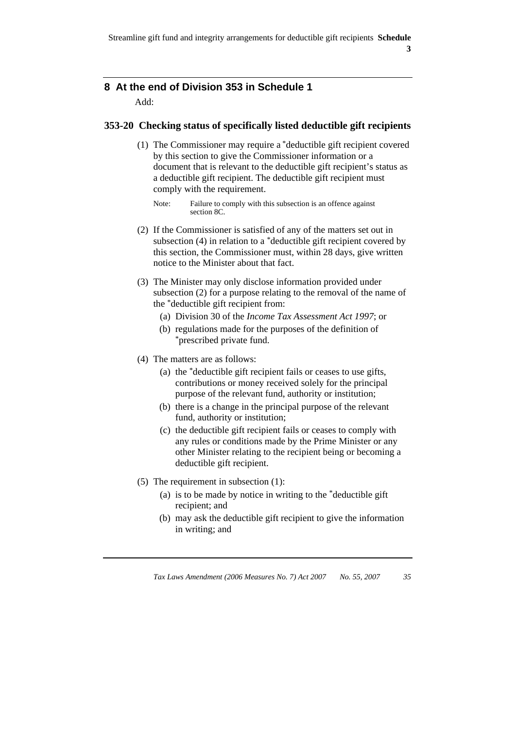## 8 At the end of Division 353 in Schedule 1

Add:

### 353-20 Checking status of specifically listed deductible gift recipients

(1) The Commissioner may require a *deductible gift recipient covered by this section to give the Commissioner information or a document that is relevant to the deductible gift recipient's status as a deductible gift recipient. The deductible gift recipient must comply with the requirement.

Note: Failure to comply with this subsection is an offence against section 8C.

(2) If the Commissioner is satisfied of any of the matters set out in subsection (4) in relation to a *deductible gift recipient covered by this section, the Commissioner must, within 28 days, give written notice to the Minister about that fact.

(3) The Minister may only disclose information provided under subsection (2) for a purpose relating to the removal of the name of the *deductible gift recipient from:

- (a) Division 30 of the *Income Tax Assessment Act 1997*; or
- (b) regulations made for the purposes of the definition of *prescribed private fund.

(4) The matters are as follows:

- (a) the *deductible gift recipient fails or ceases to use gifts, contributions or money received solely for the principal purpose of the relevant fund, authority or institution;
- (b) there is a change in the principal purpose of the relevant fund, authority or institution;
- (c) the deductible gift recipient fails or ceases to comply with any rules or conditions made by the Prime Minister or any other Minister relating to the recipient being or becoming a deductible gift recipient.

(5) The requirement in subsection (1):

- (a) is to be made by notice in writing to the *deductible gift recipient; and
- (b) may ask the deductible gift recipient to give the information in writing; and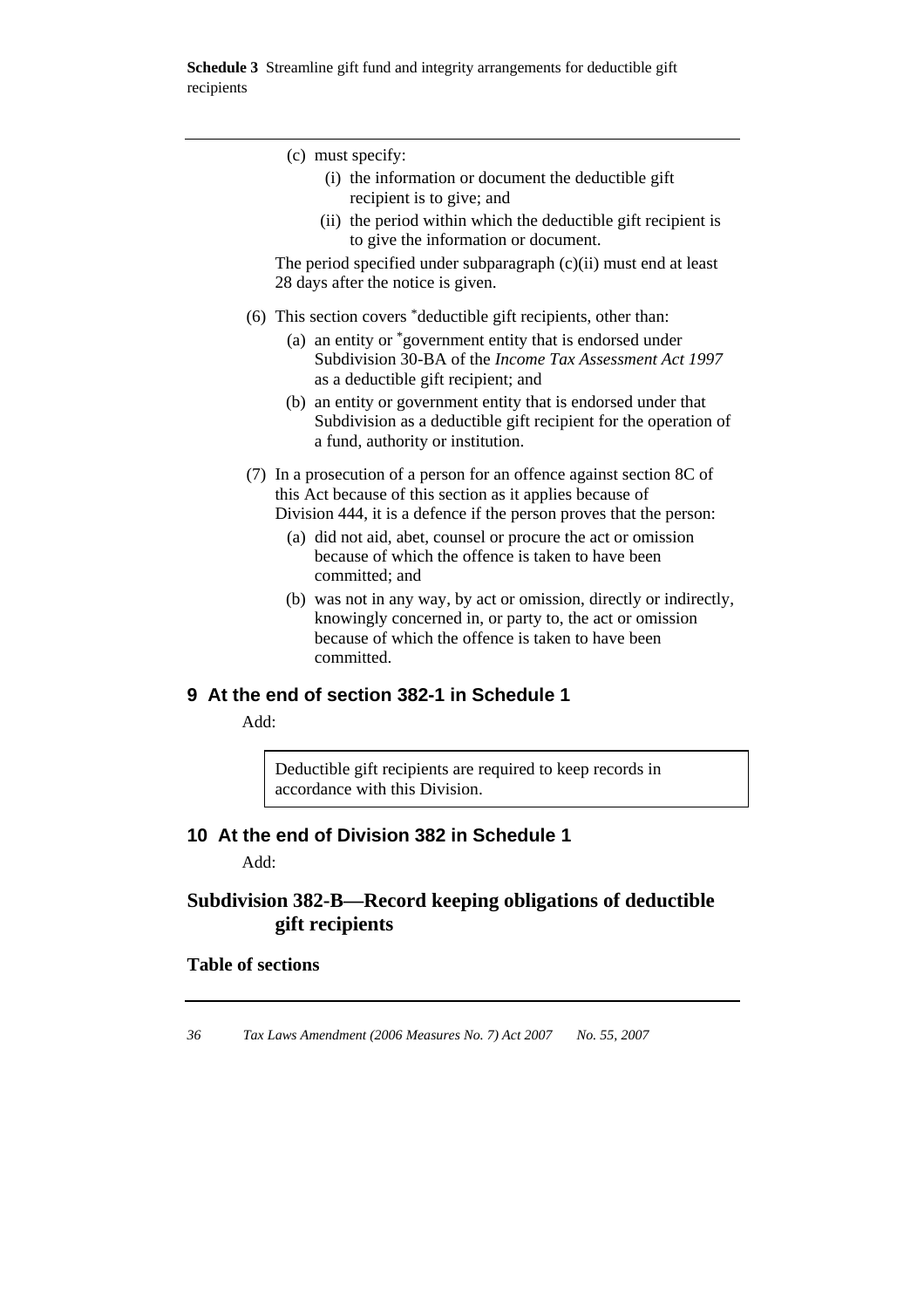(c) must specify:

(i) the information or document the deductible gift recipient is to give; and

(ii) the period within which the deductible gift recipient is to give the information or document.

The period specified under subparagraph (c)(ii) must end at least 28 days after the notice is given.

(6) This section covers *deductible gift recipients, other than:

(a) an entity or *government entity that is endorsed under Subdivision 30-BA of the *Income Tax Assessment Act 1997* as a deductible gift recipient; and

(b) an entity or government entity that is endorsed under that Subdivision as a deductible gift recipient for the operation of a fund, authority or institution.

(7) In a prosecution of a person for an offence against section 8C of this Act because of this section as it applies because of Division 444, it is a defence if the person proves that the person:

(a) did not aid, abet, counsel or procure the act or omission because of which the offence is taken to have been committed; and

(b) was not in any way, by act or omission, directly or indirectly, knowingly concerned in, or party to, the act or omission because of which the offence is taken to have been committed.

## 9 At the end of section 382-1 in Schedule 1

Add:

> Deductible gift recipients are required to keep records in accordance with this Division.

## 10 At the end of Division 382 in Schedule 1

Add:

## Subdivision 382-B—Record keeping obligations of deductible gift recipients

**Table of sections**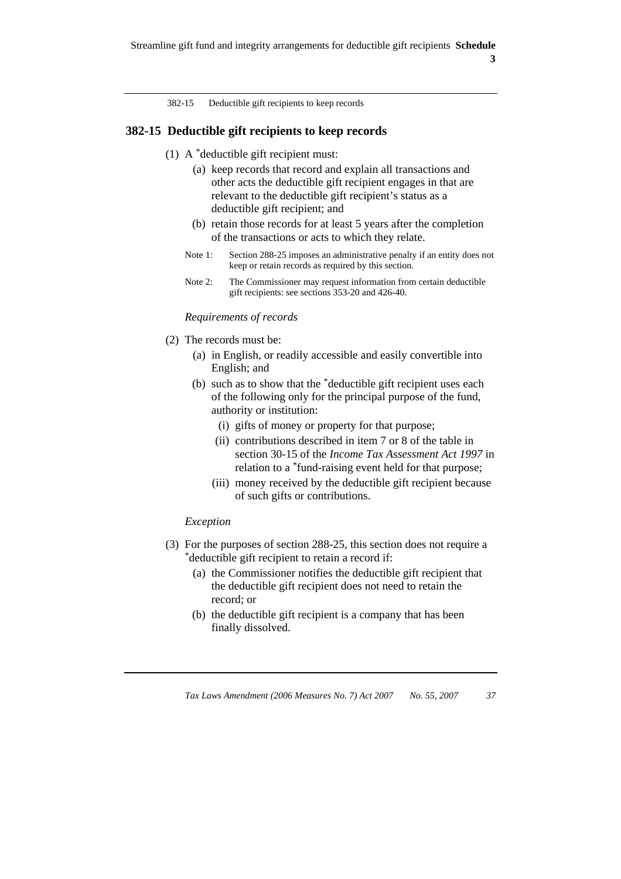## 382-15 Deductible gift recipients to keep records

(1) A *deductible gift recipient must:

(a) keep records that record and explain all transactions and other acts the deductible gift recipient engages in that are relevant to the deductible gift recipient's status as a deductible gift recipient; and

(b) retain those records for at least 5 years after the completion of the transactions or acts to which they relate.

Note 1: Section 288-25 imposes an administrative penalty if an entity does not keep or retain records as required by this section.

Note 2: The Commissioner may request information from certain deductible gift recipients: see sections 353-20 and 426-40.

*Requirements of records*

(2) The records must be:

(a) in English, or readily accessible and easily convertible into English; and

(b) such as to show that the *deductible gift recipient uses each of the following only for the principal purpose of the fund, authority or institution:

(i) gifts of money or property for that purpose;

(ii) contributions described in item 7 or 8 of the table in section 30-15 of the *Income Tax Assessment Act 1997* in relation to a *fund-raising event held for that purpose;

(iii) money received by the deductible gift recipient because of such gifts or contributions.

*Exception*

(3) For the purposes of section 288-25, this section does not require a *deductible gift recipient to retain a record if:

(a) the Commissioner notifies the deductible gift recipient that the deductible gift recipient does not need to retain the record; or

(b) the deductible gift recipient is a company that has been finally dissolved.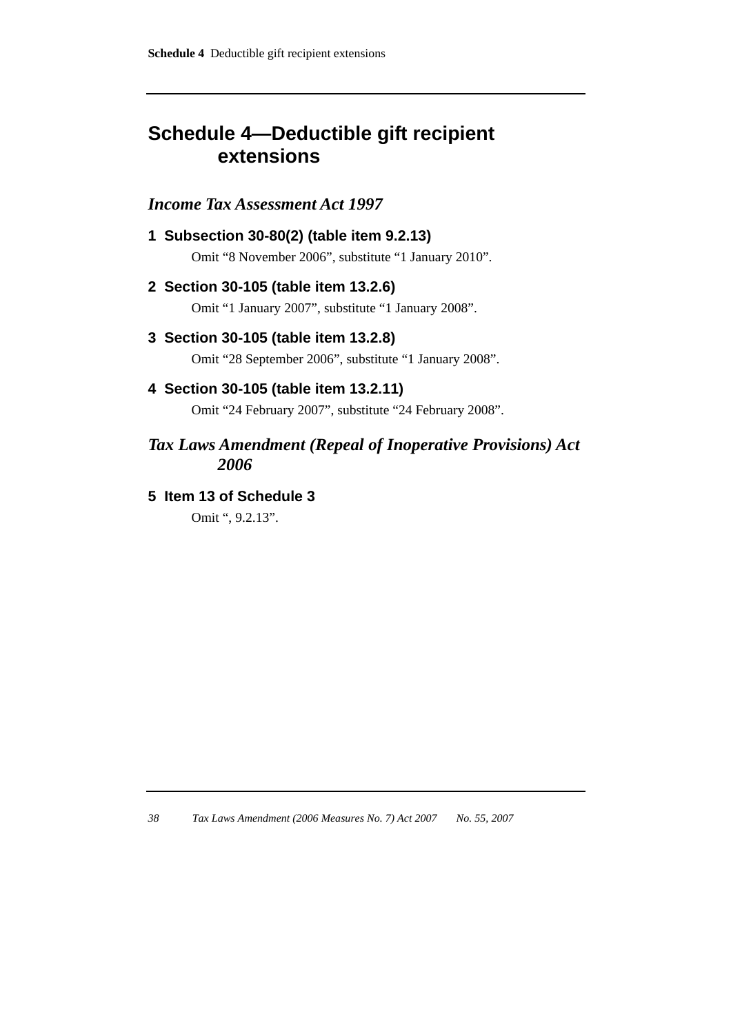# Schedule 4—Deductible gift recipient extensions

## *Income Tax Assessment Act 1997*

### 1 Subsection 30-80(2) (table item 9.2.13)

Omit “8 November 2006”, substitute “1 January 2010”.

### 2 Section 30-105 (table item 13.2.6)

Omit “1 January 2007”, substitute “1 January 2008”.

### 3 Section 30-105 (table item 13.2.8)

Omit “28 September 2006”, substitute “1 January 2008”.

### 4 Section 30-105 (table item 13.2.11)

Omit “24 February 2007”, substitute “24 February 2008”.

## *Tax Laws Amendment (Repeal of Inoperative Provisions) Act 2006*

### 5 Item 13 of Schedule 3

Omit “, 9.2.13”.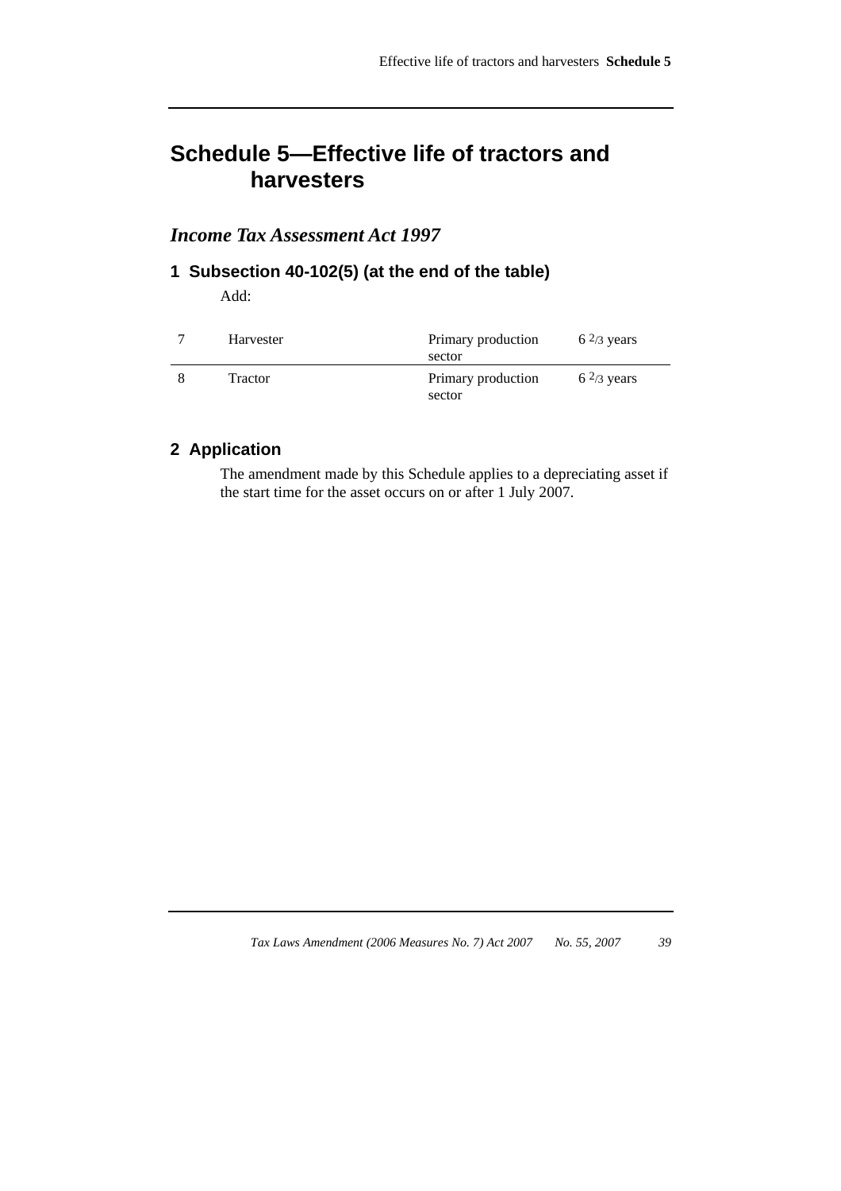# Schedule 5—Effective life of tractors and harvesters

## *Income Tax Assessment Act 1997*

### 1 Subsection 40-102(5) (at the end of the table)

Add:

| | | | |
|---|---|---|---|
| 7 | Harvester | Primary production sector | 6 2/3 years |
| 8 | Tractor | Primary production sector | 6 2/3 years |

### 2 Application

The amendment made by this Schedule applies to a depreciating asset if the start time for the asset occurs on or after 1 July 2007.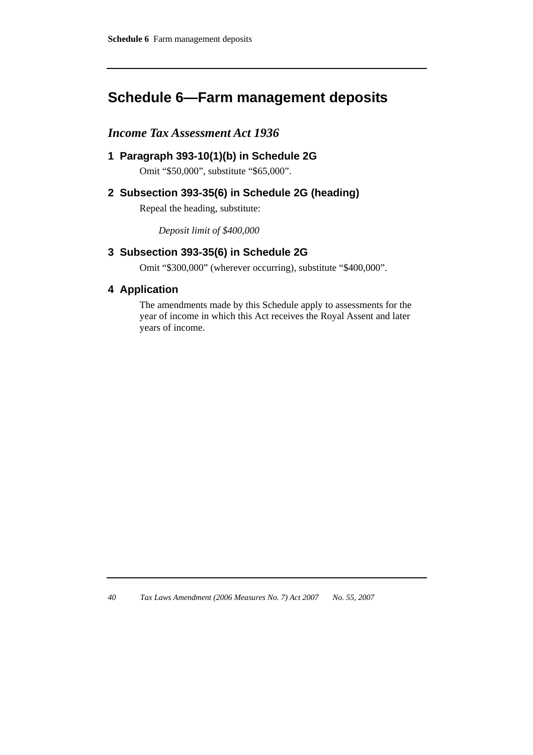# Schedule 6—Farm management deposits

## *Income Tax Assessment Act 1936*

### 1 Paragraph 393-10(1)(b) in Schedule 2G

Omit "$50,000", substitute "$65,000".

### 2 Subsection 393-35(6) in Schedule 2G (heading)

Repeal the heading, substitute:

*Deposit limit of $400,000*

### 3 Subsection 393-35(6) in Schedule 2G

Omit "$300,000" (wherever occurring), substitute "$400,000".

### 4 Application

The amendments made by this Schedule apply to assessments for the year of income in which this Act receives the Royal Assent and later years of income.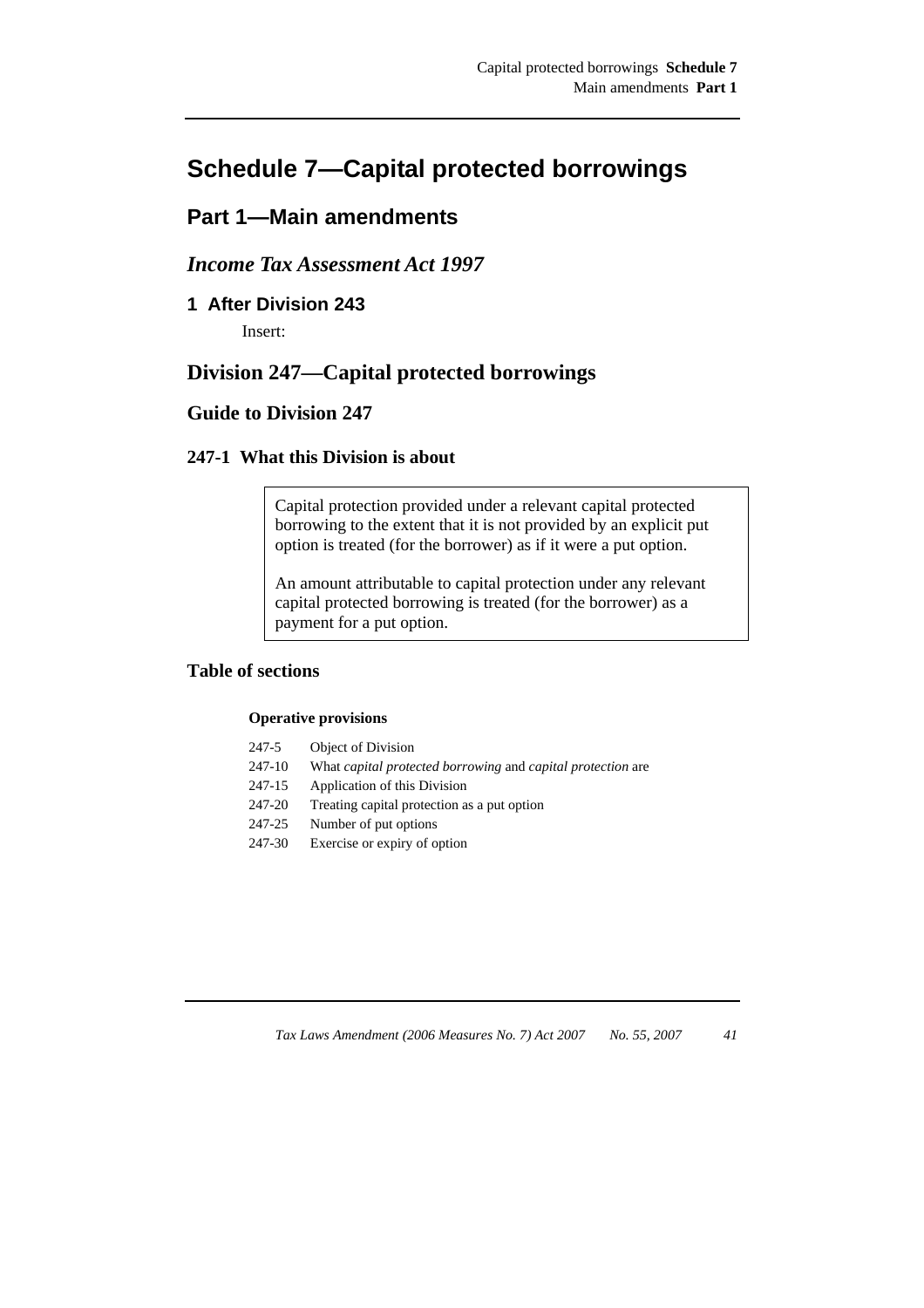# Schedule 7—Capital protected borrowings

## Part 1—Main amendments

### *Income Tax Assessment Act 1997*

#### 1 After Division 243

Insert:

## Division 247—Capital protected borrowings

### Guide to Division 247

#### 247-1 What this Division is about

> Capital protection provided under a relevant capital protected borrowing to the extent that it is not provided by an explicit put option is treated (for the borrower) as if it were a put option.
>
> An amount attributable to capital protection under any relevant capital protected borrowing is treated (for the borrower) as a payment for a put option.

### Table of sections

**Operative provisions**

| | |
|---|---|
| 247-5 | Object of Division |
| 247-10 | What *capital protected borrowing* and *capital protection* are |
| 247-15 | Application of this Division |
| 247-20 | Treating capital protection as a put option |
| 247-25 | Number of put options |
| 247-30 | Exercise or expiry of option |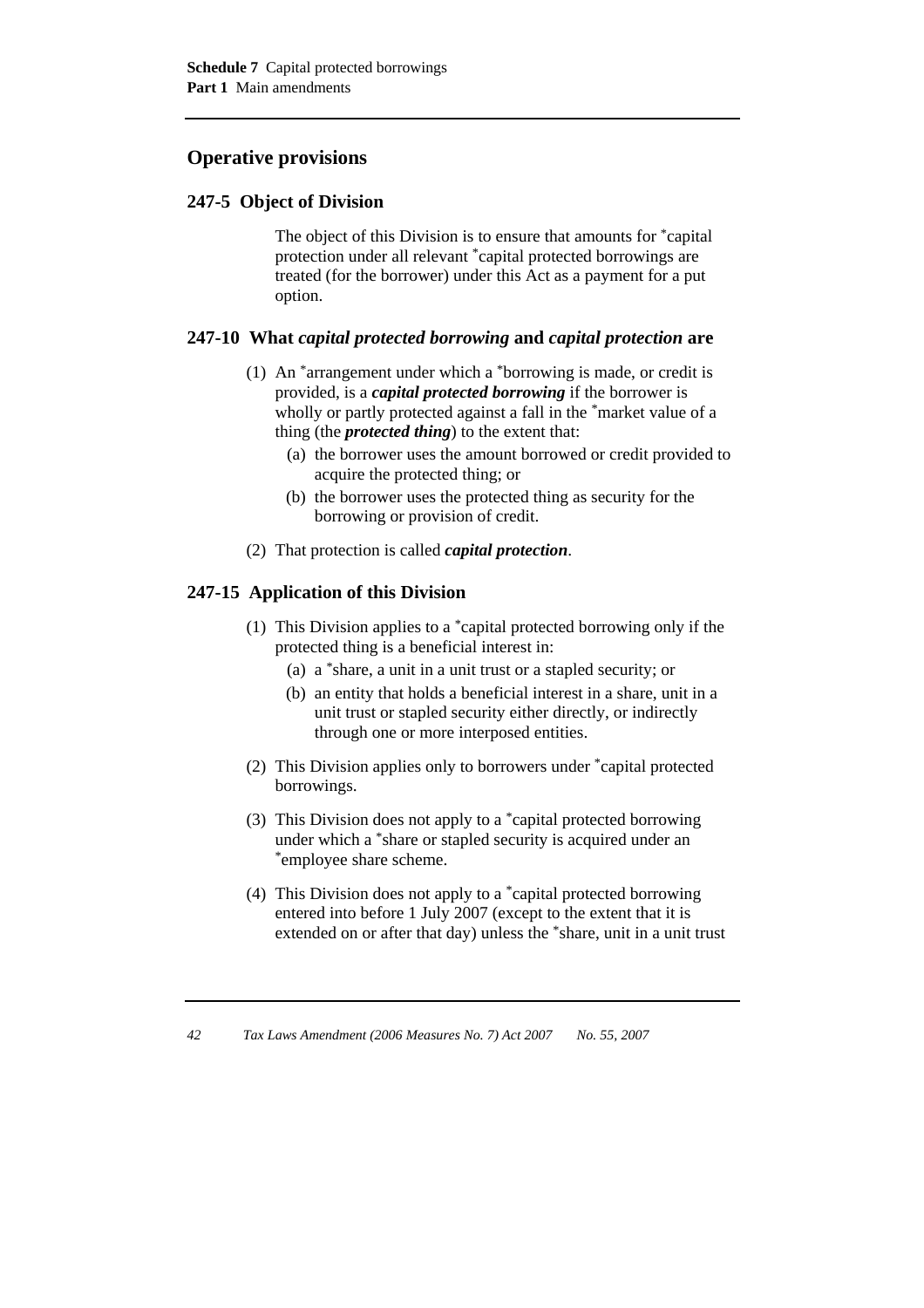## Operative provisions

### 247-5 Object of Division

The object of this Division is to ensure that amounts for *capital protection under all relevant *capital protected borrowings are treated (for the borrower) under this Act as a payment for a put option.

### 247-10 What *capital protected borrowing* and *capital protection* are

(1) An *arrangement under which a *borrowing is made, or credit is provided, is a ***capital protected borrowing*** if the borrower is wholly or partly protected against a fall in the *market value of a thing (the ***protected thing***) to the extent that:

- (a) the borrower uses the amount borrowed or credit provided to acquire the protected thing; or
- (b) the borrower uses the protected thing as security for the borrowing or provision of credit.

(2) That protection is called ***capital protection***.

### 247-15 Application of this Division

(1) This Division applies to a *capital protected borrowing only if the protected thing is a beneficial interest in:

- (a) a *share, a unit in a unit trust or a stapled security; or
- (b) an entity that holds a beneficial interest in a share, unit in a unit trust or stapled security either directly, or indirectly through one or more interposed entities.

(2) This Division applies only to borrowers under *capital protected borrowings.

(3) This Division does not apply to a *capital protected borrowing under which a *share or stapled security is acquired under an *employee share scheme.

(4) This Division does not apply to a *capital protected borrowing entered into before 1 July 2007 (except to the extent that it is extended on or after that day) unless the *share, unit in a unit trust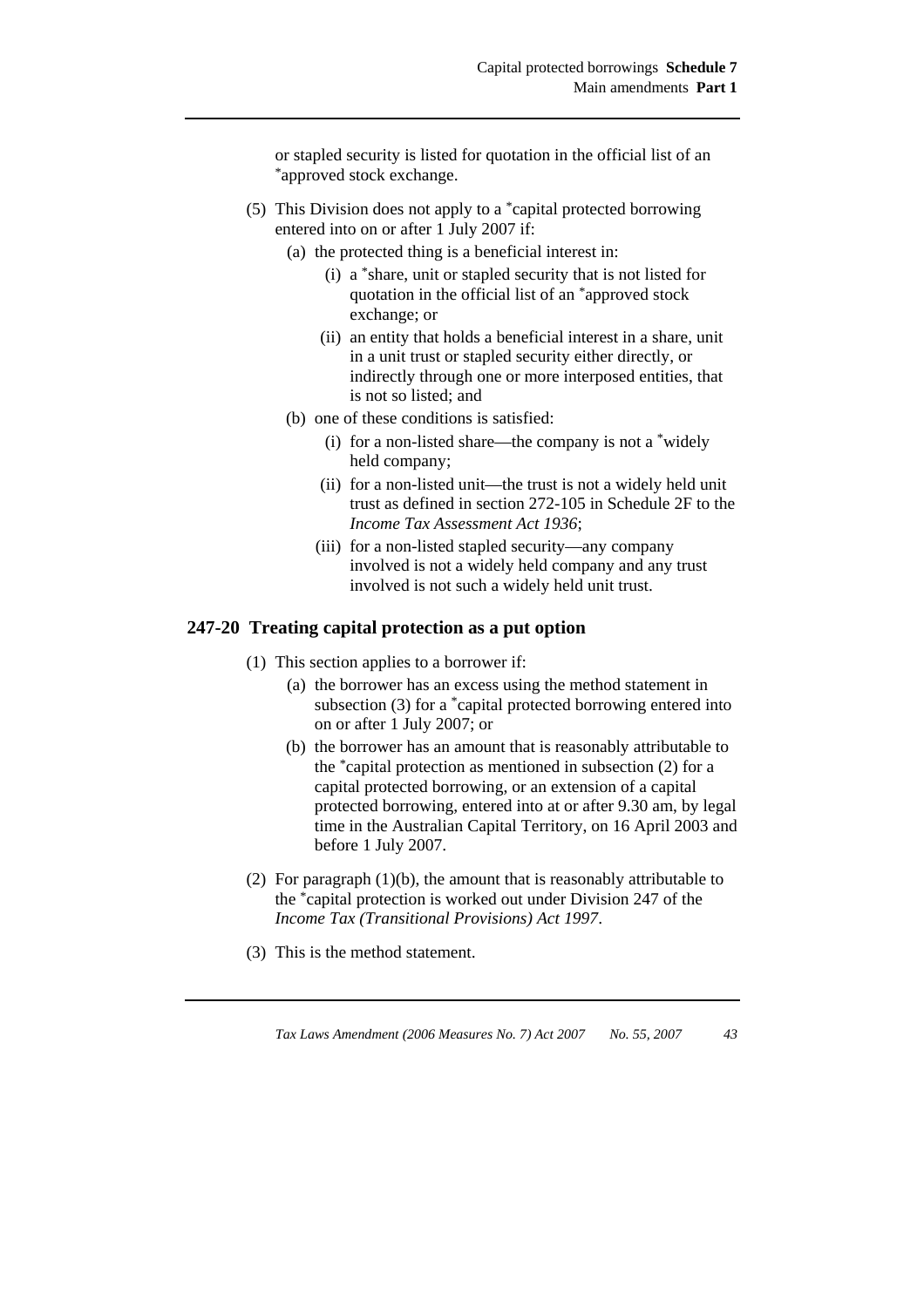or stapled security is listed for quotation in the official list of an *approved stock exchange.

(5) This Division does not apply to a *capital protected borrowing entered into on or after 1 July 2007 if:

(a) the protected thing is a beneficial interest in:

(i) a *share, unit or stapled security that is not listed for quotation in the official list of an *approved stock exchange; or

(ii) an entity that holds a beneficial interest in a share, unit in a unit trust or stapled security either directly, or indirectly through one or more interposed entities, that is not so listed; and

(b) one of these conditions is satisfied:

(i) for a non-listed share—the company is not a *widely held company;

(ii) for a non-listed unit—the trust is not a widely held unit trust as defined in section 272-105 in Schedule 2F to the *Income Tax Assessment Act 1936*;

(iii) for a non-listed stapled security—any company involved is not a widely held company and any trust involved is not such a widely held unit trust.

## 247-20 Treating capital protection as a put option

(1) This section applies to a borrower if:

(a) the borrower has an excess using the method statement in subsection (3) for a *capital protected borrowing entered into on or after 1 July 2007; or

(b) the borrower has an amount that is reasonably attributable to the *capital protection as mentioned in subsection (2) for a capital protected borrowing, or an extension of a capital protected borrowing, entered into at or after 9.30 am, by legal time in the Australian Capital Territory, on 16 April 2003 and before 1 July 2007.

(2) For paragraph (1)(b), the amount that is reasonably attributable to the *capital protection is worked out under Division 247 of the *Income Tax (Transitional Provisions) Act 1997*.

(3) This is the method statement.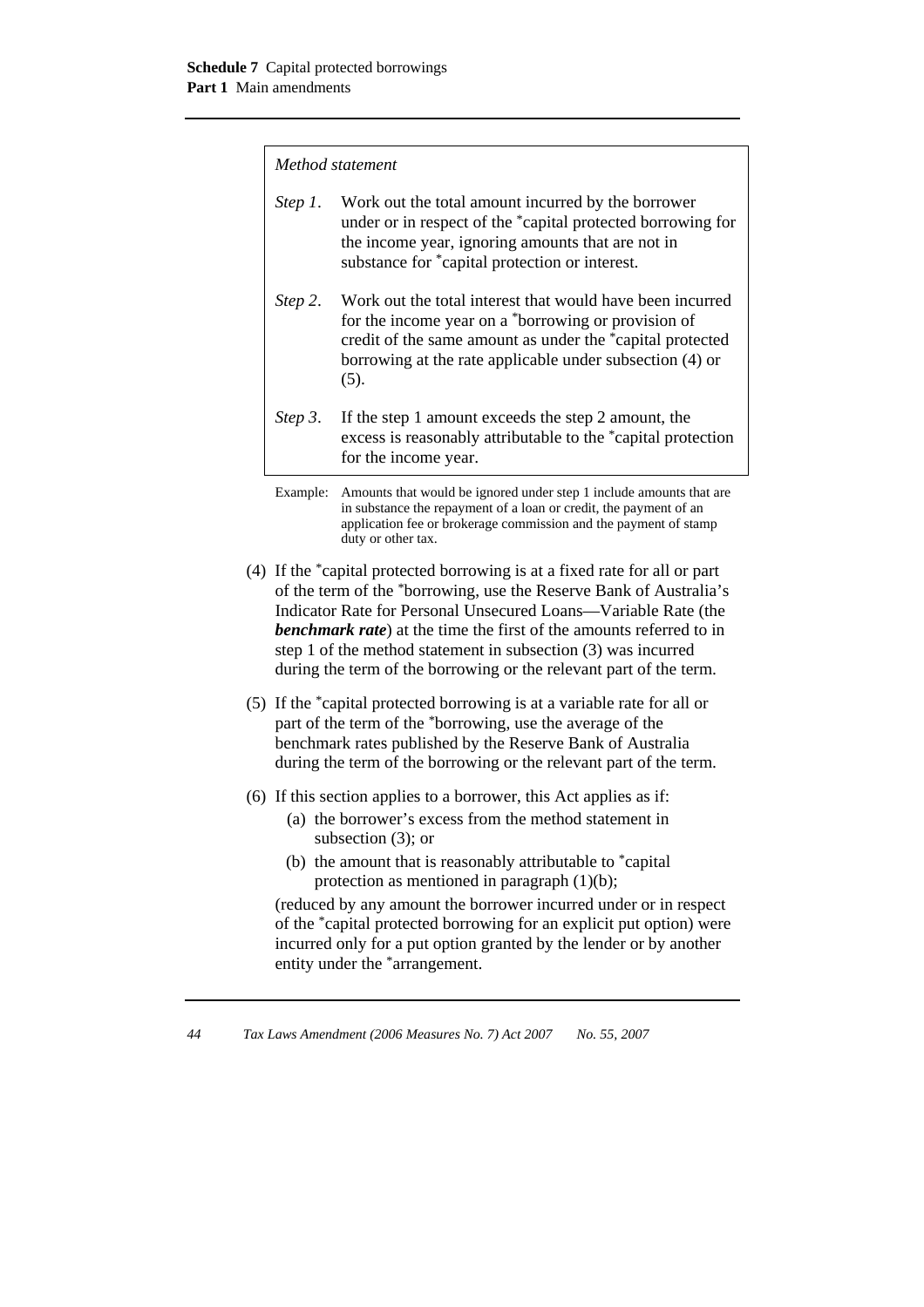*Method statement*

*Step 1*. Work out the total amount incurred by the borrower under or in respect of the *capital protected borrowing for the income year, ignoring amounts that are not in substance for *capital protection or interest.

*Step 2*. Work out the total interest that would have been incurred for the income year on a *borrowing or provision of credit of the same amount as under the *capital protected borrowing at the rate applicable under subsection (4) or (5).

*Step 3*. If the step 1 amount exceeds the step 2 amount, the excess is reasonably attributable to the *capital protection for the income year.

Example: Amounts that would be ignored under step 1 include amounts that are in substance the repayment of a loan or credit, the payment of an application fee or brokerage commission and the payment of stamp duty or other tax.

(4) If the *capital protected borrowing is at a fixed rate for all or part of the term of the *borrowing, use the Reserve Bank of Australia's Indicator Rate for Personal Unsecured Loans—Variable Rate (the ***benchmark rate***) at the time the first of the amounts referred to in step 1 of the method statement in subsection (3) was incurred during the term of the borrowing or the relevant part of the term.

(5) If the *capital protected borrowing is at a variable rate for all or part of the term of the *borrowing, use the average of the benchmark rates published by the Reserve Bank of Australia during the term of the borrowing or the relevant part of the term.

(6) If this section applies to a borrower, this Act applies as if:

  (a) the borrower's excess from the method statement in subsection (3); or

  (b) the amount that is reasonably attributable to *capital protection as mentioned in paragraph (1)(b);

(reduced by any amount the borrower incurred under or in respect of the *capital protected borrowing for an explicit put option) were incurred only for a put option granted by the lender or by another entity under the *arrangement.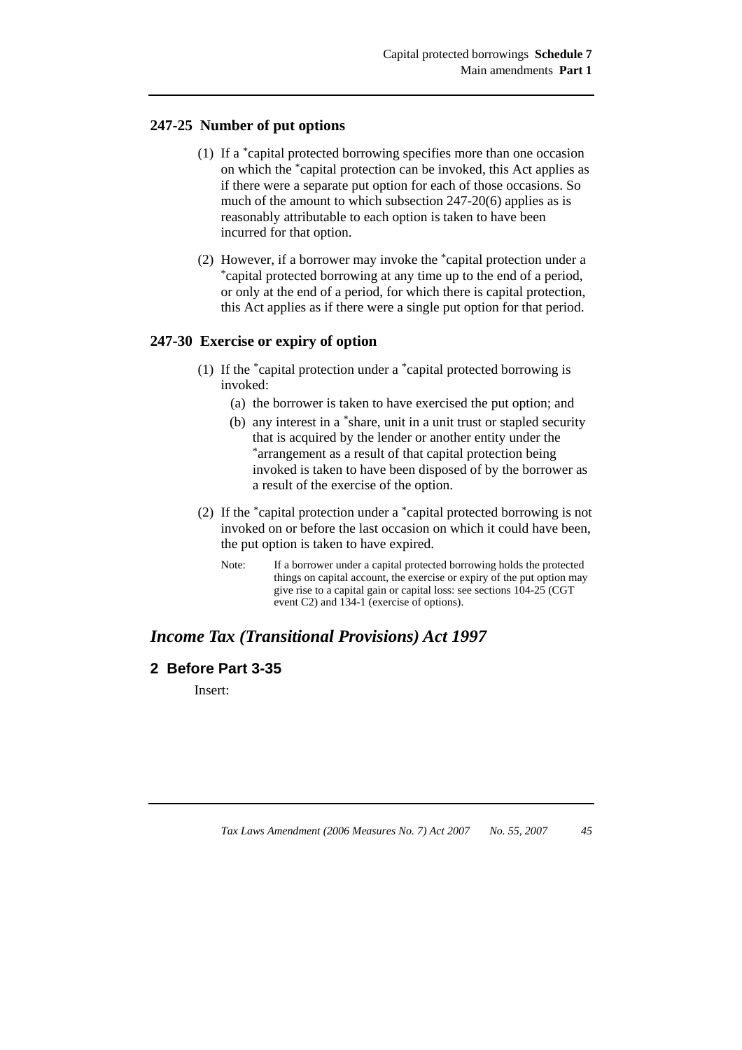### 247-25 Number of put options

(1) If a *capital protected borrowing specifies more than one occasion on which the *capital protection can be invoked, this Act applies as if there were a separate put option for each of those occasions. So much of the amount to which subsection 247-20(6) applies as is reasonably attributable to each option is taken to have been incurred for that option.

(2) However, if a borrower may invoke the *capital protection under a *capital protected borrowing at any time up to the end of a period, or only at the end of a period, for which there is capital protection, this Act applies as if there were a single put option for that period.

### 247-30 Exercise or expiry of option

(1) If the *capital protection under a *capital protected borrowing is invoked:

- (a) the borrower is taken to have exercised the put option; and
- (b) any interest in a *share, unit in a unit trust or stapled security that is acquired by the lender or another entity under the *arrangement as a result of that capital protection being invoked is taken to have been disposed of by the borrower as a result of the exercise of the option.

(2) If the *capital protection under a *capital protected borrowing is not invoked on or before the last occasion on which it could have been, the put option is taken to have expired.

Note: If a borrower under a capital protected borrowing holds the protected things on capital account, the exercise or expiry of the put option may give rise to a capital gain or capital loss: see sections 104-25 (CGT event C2) and 134-1 (exercise of options).

## *Income Tax (Transitional Provisions) Act 1997*

### 2 Before Part 3-35

Insert: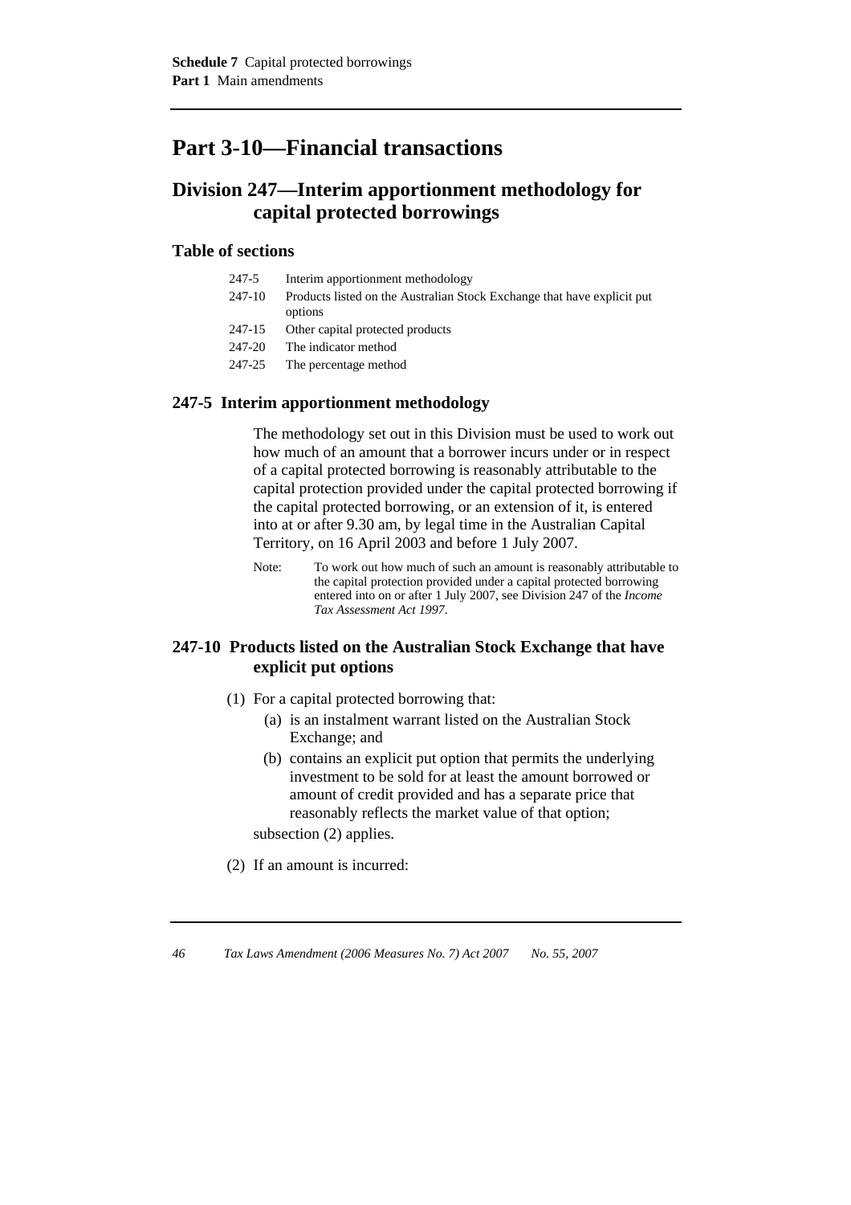# Part 3-10—Financial transactions

## Division 247—Interim apportionment methodology for capital protected borrowings

### Table of sections

| | |
|---|---|
| 247-5 | Interim apportionment methodology |
| 247-10 | Products listed on the Australian Stock Exchange that have explicit put options |
| 247-15 | Other capital protected products |
| 247-20 | The indicator method |
| 247-25 | The percentage method |

### 247-5 Interim apportionment methodology

The methodology set out in this Division must be used to work out how much of an amount that a borrower incurs under or in respect of a capital protected borrowing is reasonably attributable to the capital protection provided under the capital protected borrowing if the capital protected borrowing, or an extension of it, is entered into at or after 9.30 am, by legal time in the Australian Capital Territory, on 16 April 2003 and before 1 July 2007.

Note: To work out how much of such an amount is reasonably attributable to the capital protection provided under a capital protected borrowing entered into on or after 1 July 2007, see Division 247 of the *Income Tax Assessment Act 1997*.

### 247-10 Products listed on the Australian Stock Exchange that have explicit put options

(1) For a capital protected borrowing that:

(a) is an instalment warrant listed on the Australian Stock Exchange; and

(b) contains an explicit put option that permits the underlying investment to be sold for at least the amount borrowed or amount of credit provided and has a separate price that reasonably reflects the market value of that option;

subsection (2) applies.

(2) If an amount is incurred: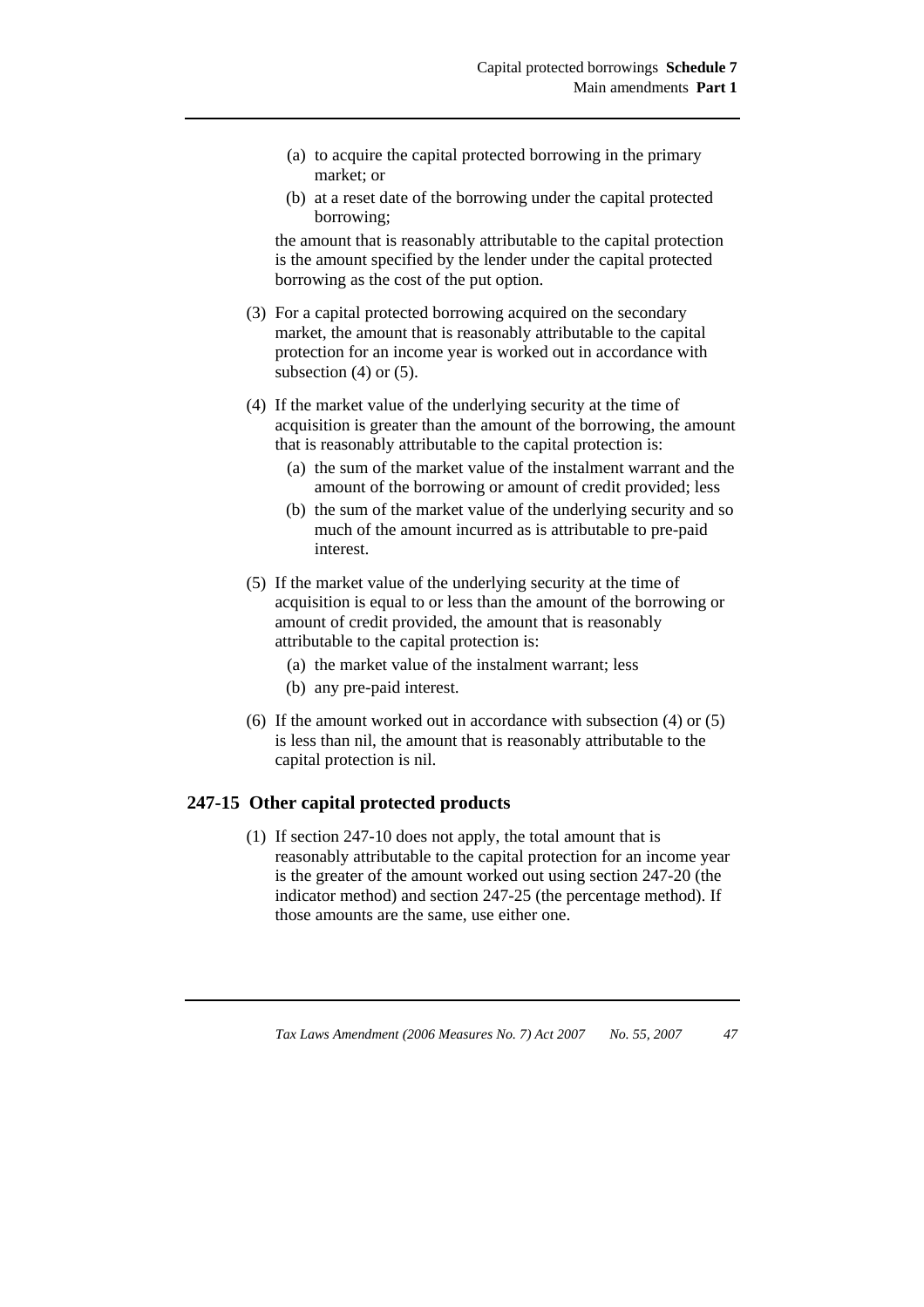(a) to acquire the capital protected borrowing in the primary market; or

(b) at a reset date of the borrowing under the capital protected borrowing;

the amount that is reasonably attributable to the capital protection is the amount specified by the lender under the capital protected borrowing as the cost of the put option.

(3) For a capital protected borrowing acquired on the secondary market, the amount that is reasonably attributable to the capital protection for an income year is worked out in accordance with subsection (4) or (5).

(4) If the market value of the underlying security at the time of acquisition is greater than the amount of the borrowing, the amount that is reasonably attributable to the capital protection is:

(a) the sum of the market value of the instalment warrant and the amount of the borrowing or amount of credit provided; less

(b) the sum of the market value of the underlying security and so much of the amount incurred as is attributable to pre-paid interest.

(5) If the market value of the underlying security at the time of acquisition is equal to or less than the amount of the borrowing or amount of credit provided, the amount that is reasonably attributable to the capital protection is:

(a) the market value of the instalment warrant; less

(b) any pre-paid interest.

(6) If the amount worked out in accordance with subsection (4) or (5) is less than nil, the amount that is reasonably attributable to the capital protection is nil.

## 247-15 Other capital protected products

(1) If section 247-10 does not apply, the total amount that is reasonably attributable to the capital protection for an income year is the greater of the amount worked out using section 247-20 (the indicator method) and section 247-25 (the percentage method). If those amounts are the same, use either one.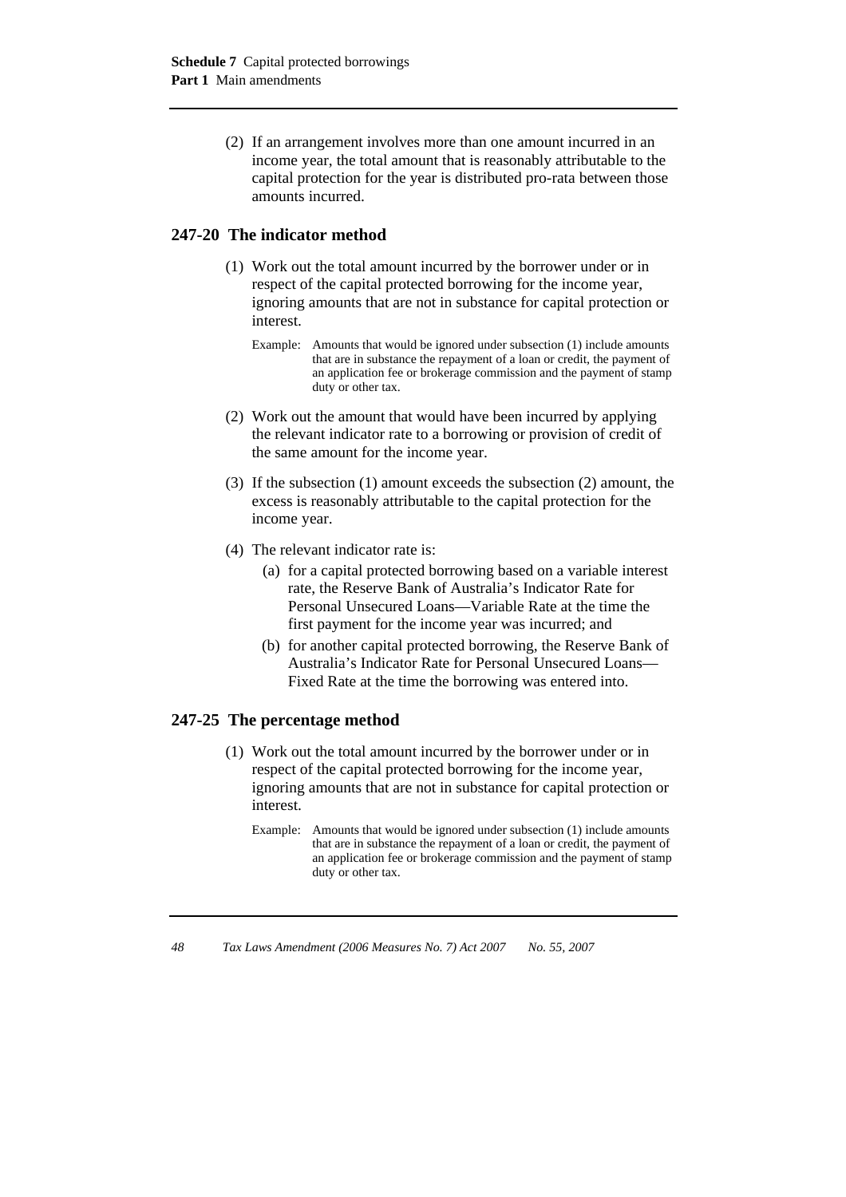(2) If an arrangement involves more than one amount incurred in an income year, the total amount that is reasonably attributable to the capital protection for the year is distributed pro-rata between those amounts incurred.

## 247-20 The indicator method

(1) Work out the total amount incurred by the borrower under or in respect of the capital protected borrowing for the income year, ignoring amounts that are not in substance for capital protection or interest.

Example: Amounts that would be ignored under subsection (1) include amounts that are in substance the repayment of a loan or credit, the payment of an application fee or brokerage commission and the payment of stamp duty or other tax.

(2) Work out the amount that would have been incurred by applying the relevant indicator rate to a borrowing or provision of credit of the same amount for the income year.

(3) If the subsection (1) amount exceeds the subsection (2) amount, the excess is reasonably attributable to the capital protection for the income year.

(4) The relevant indicator rate is:

(a) for a capital protected borrowing based on a variable interest rate, the Reserve Bank of Australia's Indicator Rate for Personal Unsecured Loans—Variable Rate at the time the first payment for the income year was incurred; and

(b) for another capital protected borrowing, the Reserve Bank of Australia's Indicator Rate for Personal Unsecured Loans—Fixed Rate at the time the borrowing was entered into.

## 247-25 The percentage method

(1) Work out the total amount incurred by the borrower under or in respect of the capital protected borrowing for the income year, ignoring amounts that are not in substance for capital protection or interest.

Example: Amounts that would be ignored under subsection (1) include amounts that are in substance the repayment of a loan or credit, the payment of an application fee or brokerage commission and the payment of stamp duty or other tax.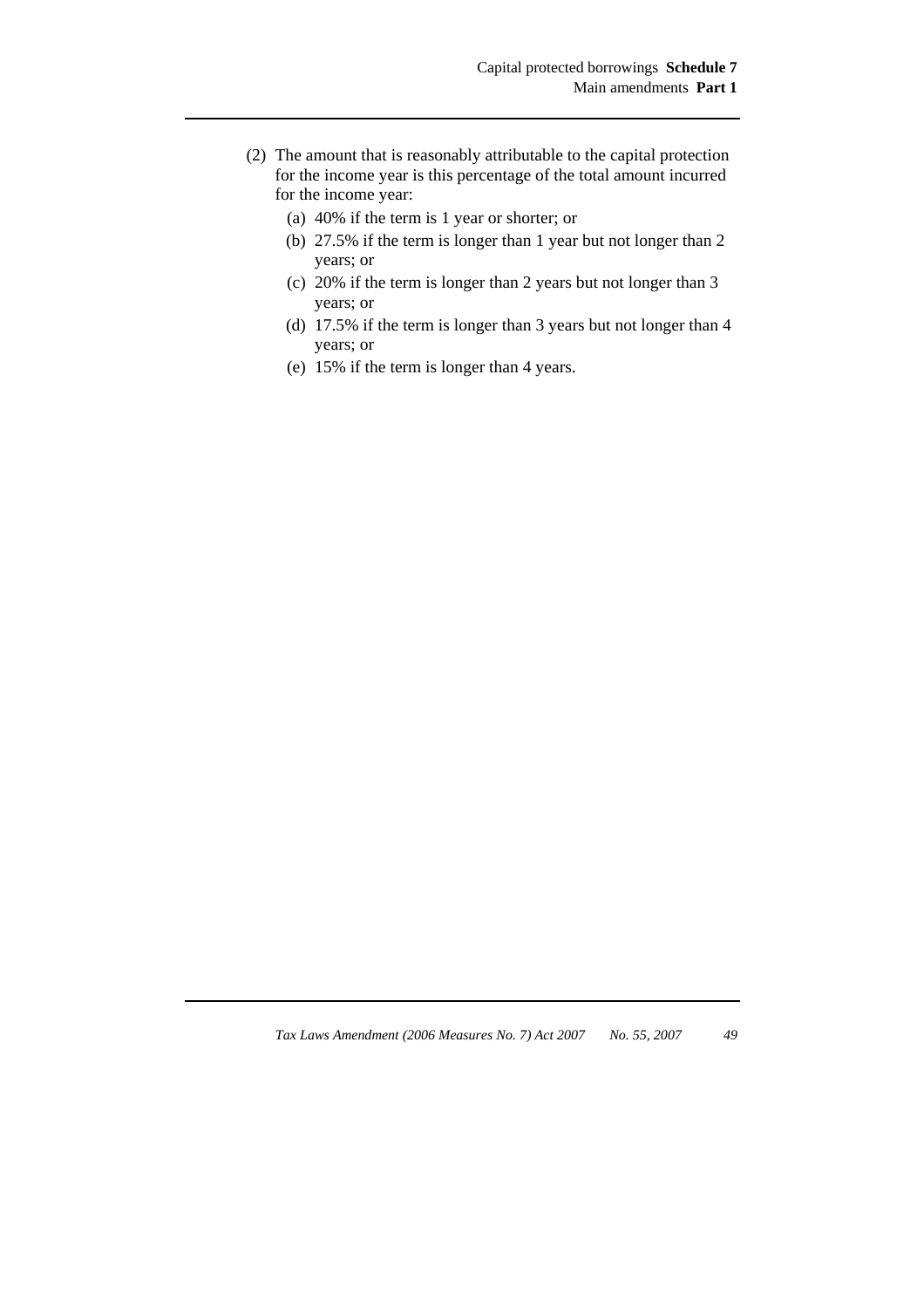(2) The amount that is reasonably attributable to the capital protection for the income year is this percentage of the total amount incurred for the income year:

- (a) 40% if the term is 1 year or shorter; or
- (b) 27.5% if the term is longer than 1 year but not longer than 2 years; or
- (c) 20% if the term is longer than 2 years but not longer than 3 years; or
- (d) 17.5% if the term is longer than 3 years but not longer than 4 years; or
- (e) 15% if the term is longer than 4 years.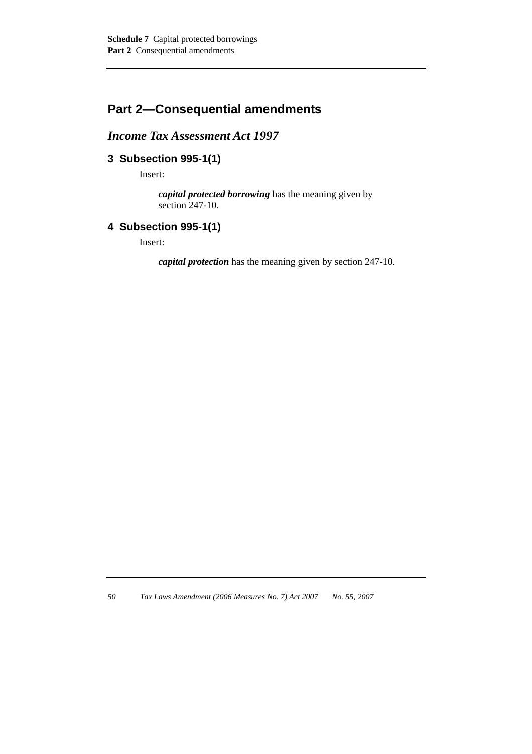## Part 2—Consequential amendments

### *Income Tax Assessment Act 1997*

#### 3 Subsection 995-1(1)

Insert:

> ***capital protected borrowing*** has the meaning given by section 247-10.

#### 4 Subsection 995-1(1)

Insert:

> ***capital protection*** has the meaning given by section 247-10.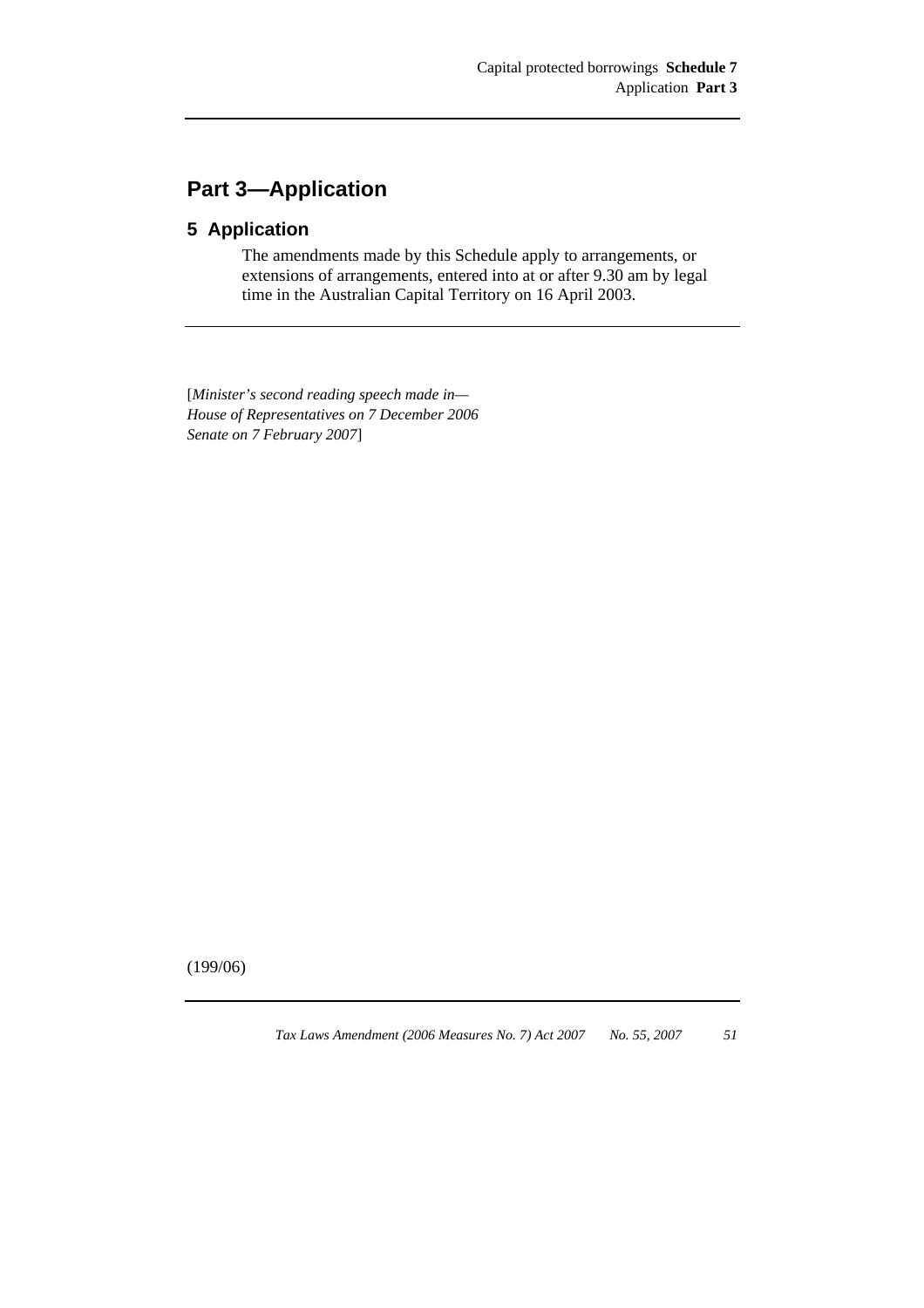## Part 3—Application

### 5 Application

The amendments made by this Schedule apply to arrangements, or extensions of arrangements, entered into at or after 9.30 am by legal time in the Australian Capital Territory on 16 April 2003.

[*Minister's second reading speech made in—*
*House of Representatives on 7 December 2006*
*Senate on 7 February 2007*]

(199/06)